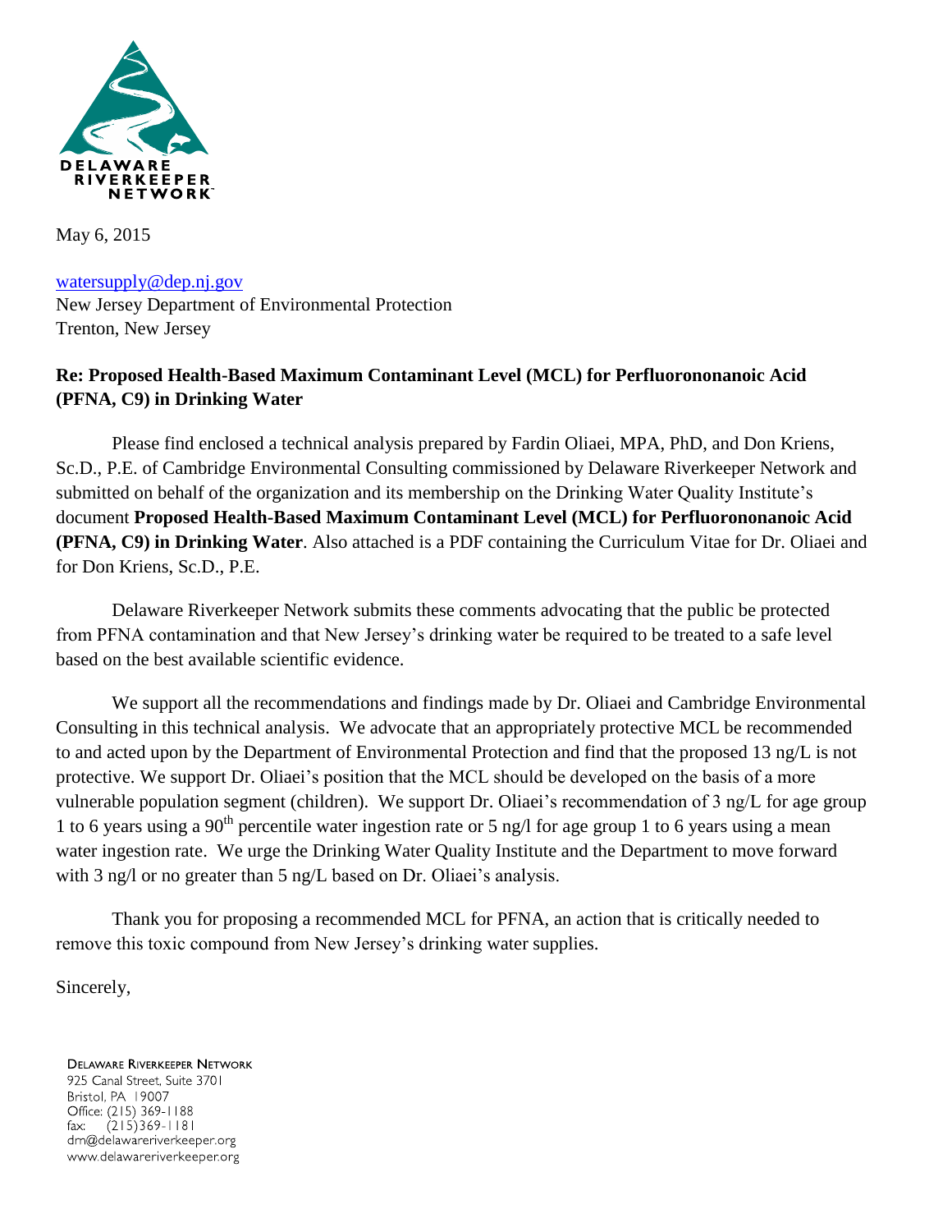DELAWARE RIVERKEEPER NETWORK

May 6, 2015

watersupply@dep.nj.gov
New Jersey Department of Environmental Protection
Trenton, New Jersey

**Re: Proposed Health-Based Maximum Contaminant Level (MCL) for Perfluorononanoic Acid (PFNA, C9) in Drinking Water**

Please find enclosed a technical analysis prepared by Fardin Oliaei, MPA, PhD, and Don Kriens, Sc.D., P.E. of Cambridge Environmental Consulting commissioned by Delaware Riverkeeper Network and submitted on behalf of the organization and its membership on the Drinking Water Quality Institute's document **Proposed Health-Based Maximum Contaminant Level (MCL) for Perfluorononanoic Acid (PFNA, C9) in Drinking Water**. Also attached is a PDF containing the Curriculum Vitae for Dr. Oliaei and for Don Kriens, Sc.D., P.E.

Delaware Riverkeeper Network submits these comments advocating that the public be protected from PFNA contamination and that New Jersey's drinking water be required to be treated to a safe level based on the best available scientific evidence.

We support all the recommendations and findings made by Dr. Oliaei and Cambridge Environmental Consulting in this technical analysis. We advocate that an appropriately protective MCL be recommended to and acted upon by the Department of Environmental Protection and find that the proposed 13 ng/L is not protective. We support Dr. Oliaei's position that the MCL should be developed on the basis of a more vulnerable population segment (children). We support Dr. Oliaei's recommendation of 3 ng/L for age group 1 to 6 years using a 90$^{th}$ percentile water ingestion rate or 5 ng/l for age group 1 to 6 years using a mean water ingestion rate. We urge the Drinking Water Quality Institute and the Department to move forward with 3 ng/l or no greater than 5 ng/L based on Dr. Oliaei's analysis.

Thank you for proposing a recommended MCL for PFNA, an action that is critically needed to remove this toxic compound from New Jersey's drinking water supplies.

Sincerely,

DELAWARE RIVERKEEPER NETWORK
925 Canal Street, Suite 3701
Bristol, PA 19007
Office: (215) 369-1188
fax: (215)369-1181
drn@delawareriverkeeper.org
www.delawareriverkeeper.org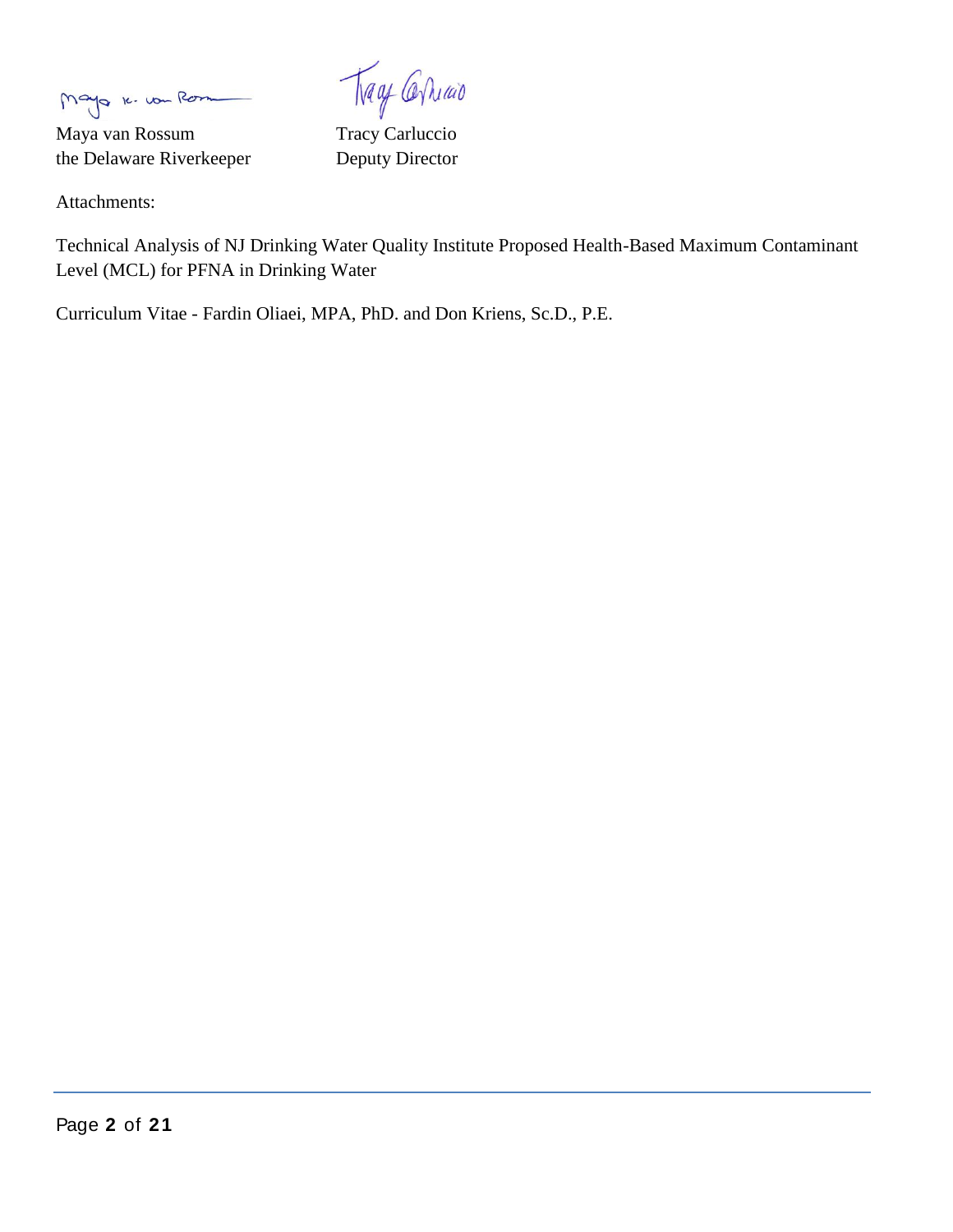Maya van Rossum
the Delaware Riverkeeper

Tracy Carluccio
Deputy Director

Attachments:

Technical Analysis of NJ Drinking Water Quality Institute Proposed Health-Based Maximum Contaminant Level (MCL) for PFNA in Drinking Water

Curriculum Vitae - Fardin Oliaei, MPA, PhD. and Don Kriens, Sc.D., P.E.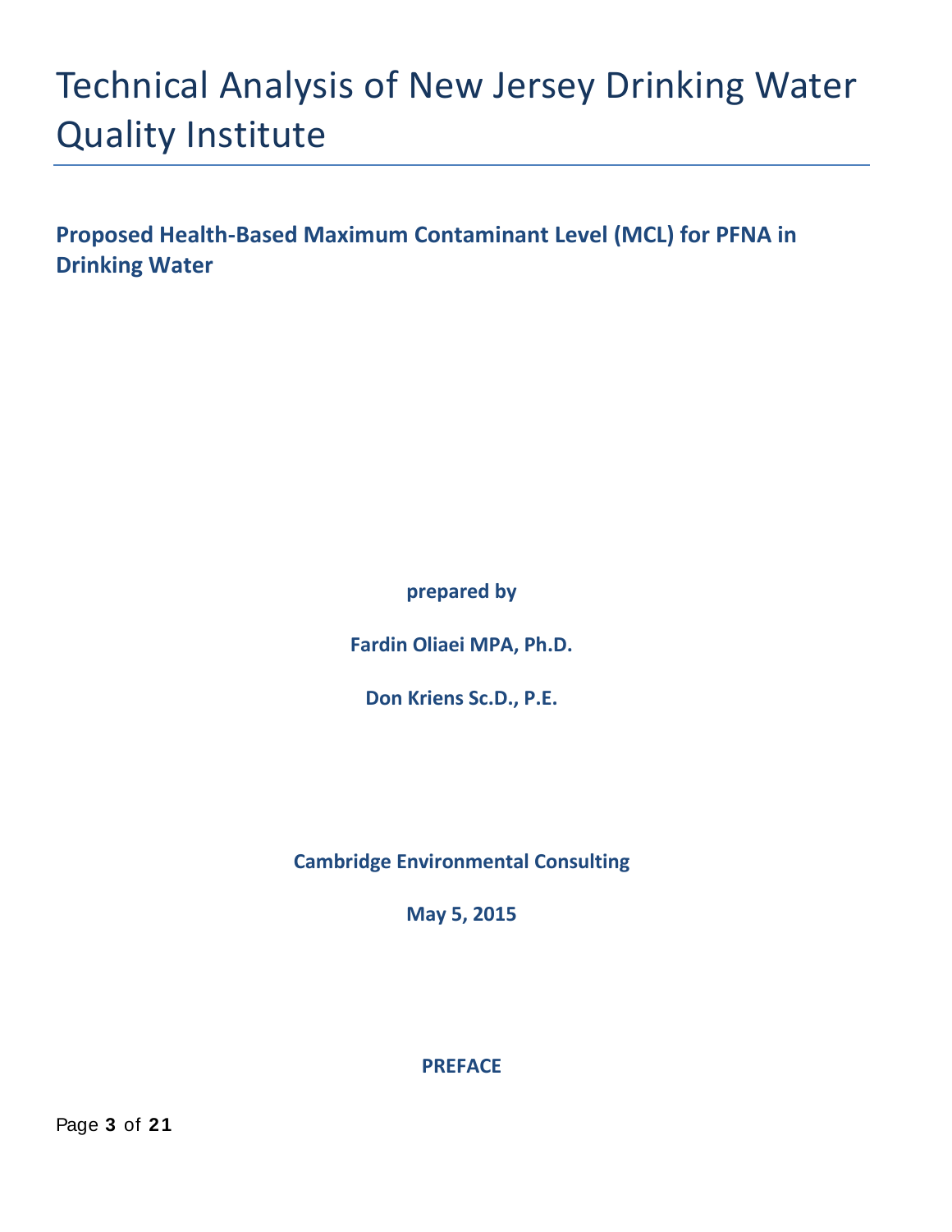# Technical Analysis of New Jersey Drinking Water Quality Institute

## Proposed Health-Based Maximum Contaminant Level (MCL) for PFNA in Drinking Water

**prepared by**

**Fardin Oliaei MPA, Ph.D.**

**Don Kriens Sc.D., P.E.**

**Cambridge Environmental Consulting**

**May 5, 2015**

**PREFACE**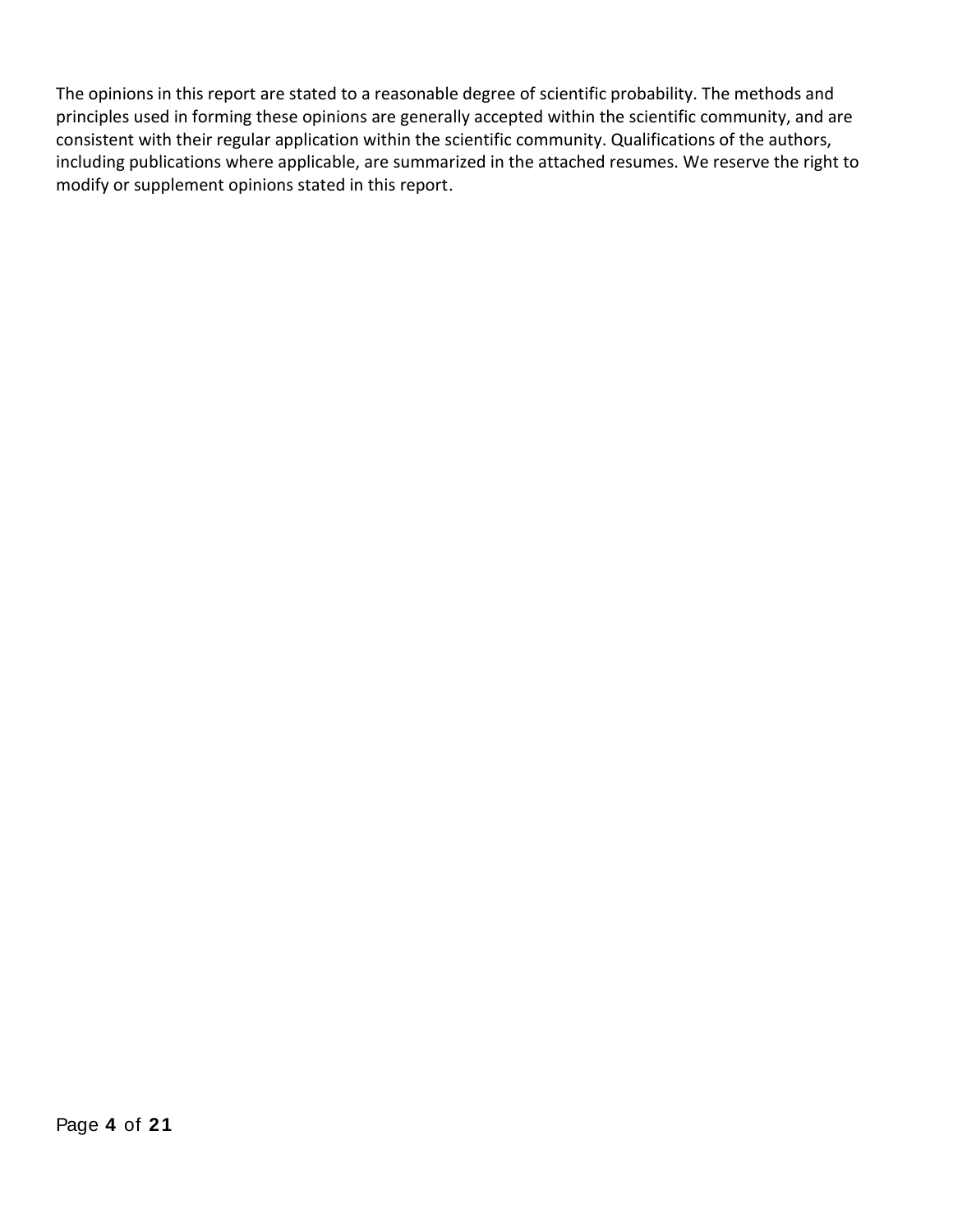The opinions in this report are stated to a reasonable degree of scientific probability. The methods and principles used in forming these opinions are generally accepted within the scientific community, and are consistent with their regular application within the scientific community. Qualifications of the authors, including publications where applicable, are summarized in the attached resumes. We reserve the right to modify or supplement opinions stated in this report.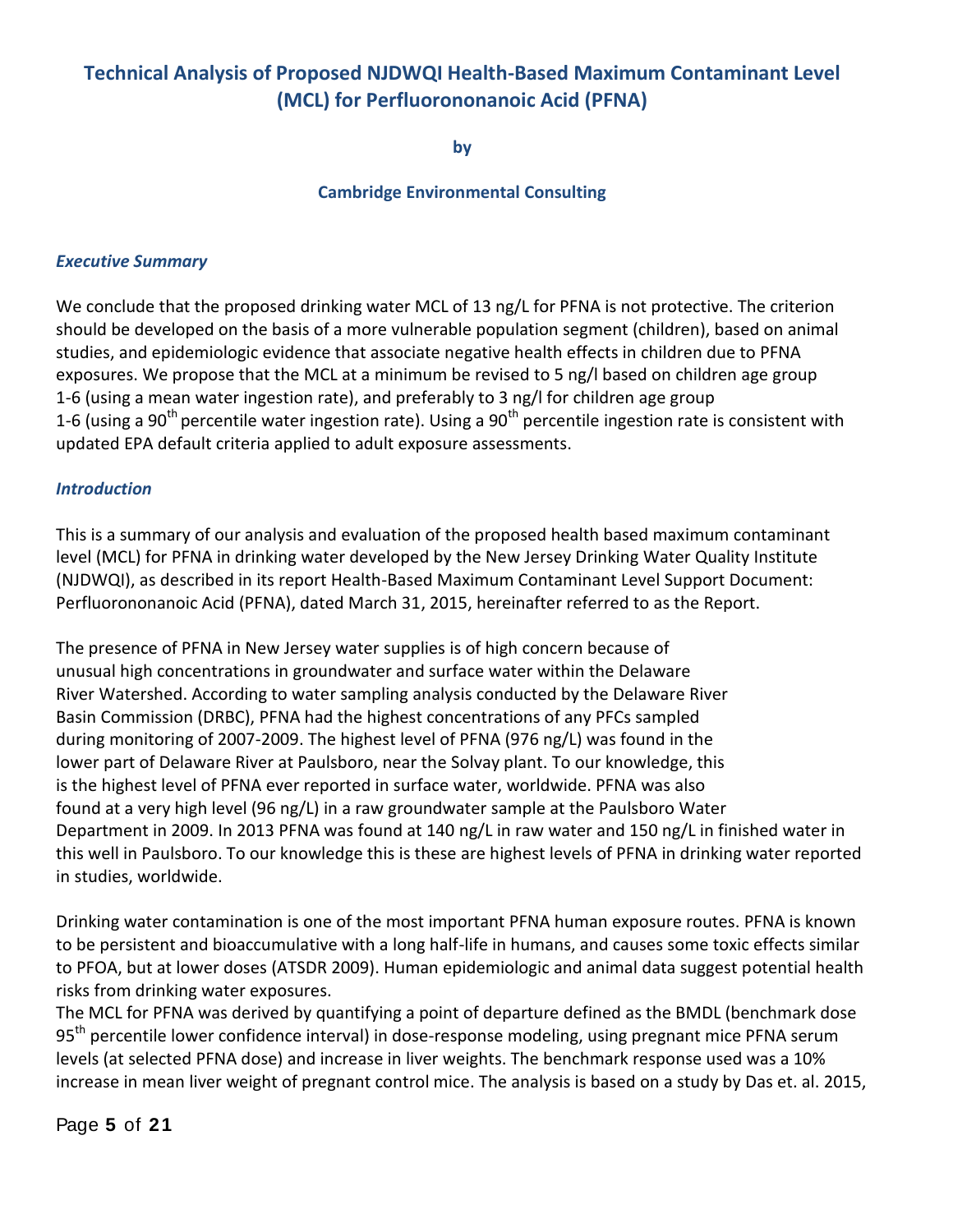# Technical Analysis of Proposed NJDWQI Health-Based Maximum Contaminant Level (MCL) for Perfluorononanoic Acid (PFNA)

**by**

**Cambridge Environmental Consulting**

### *Executive Summary*

We conclude that the proposed drinking water MCL of 13 ng/L for PFNA is not protective. The criterion should be developed on the basis of a more vulnerable population segment (children), based on animal studies, and epidemiologic evidence that associate negative health effects in children due to PFNA exposures. We propose that the MCL at a minimum be revised to 5 ng/l based on children age group 1-6 (using a mean water ingestion rate), and preferably to 3 ng/l for children age group 1-6 (using a 90th percentile water ingestion rate). Using a 90th percentile ingestion rate is consistent with updated EPA default criteria applied to adult exposure assessments.

### *Introduction*

This is a summary of our analysis and evaluation of the proposed health based maximum contaminant level (MCL) for PFNA in drinking water developed by the New Jersey Drinking Water Quality Institute (NJDWQI), as described in its report Health-Based Maximum Contaminant Level Support Document: Perfluorononanoic Acid (PFNA), dated March 31, 2015, hereinafter referred to as the Report.

The presence of PFNA in New Jersey water supplies is of high concern because of unusual high concentrations in groundwater and surface water within the Delaware River Watershed. According to water sampling analysis conducted by the Delaware River Basin Commission (DRBC), PFNA had the highest concentrations of any PFCs sampled during monitoring of 2007-2009. The highest level of PFNA (976 ng/L) was found in the lower part of Delaware River at Paulsboro, near the Solvay plant. To our knowledge, this is the highest level of PFNA ever reported in surface water, worldwide. PFNA was also found at a very high level (96 ng/L) in a raw groundwater sample at the Paulsboro Water Department in 2009. In 2013 PFNA was found at 140 ng/L in raw water and 150 ng/L in finished water in this well in Paulsboro. To our knowledge this is these are highest levels of PFNA in drinking water reported in studies, worldwide.

Drinking water contamination is one of the most important PFNA human exposure routes. PFNA is known to be persistent and bioaccumulative with a long half-life in humans, and causes some toxic effects similar to PFOA, but at lower doses (ATSDR 2009). Human epidemiologic and animal data suggest potential health risks from drinking water exposures.

The MCL for PFNA was derived by quantifying a point of departure defined as the BMDL (benchmark dose 95th percentile lower confidence interval) in dose-response modeling, using pregnant mice PFNA serum levels (at selected PFNA dose) and increase in liver weights. The benchmark response used was a 10% increase in mean liver weight of pregnant control mice. The analysis is based on a study by Das et. al. 2015,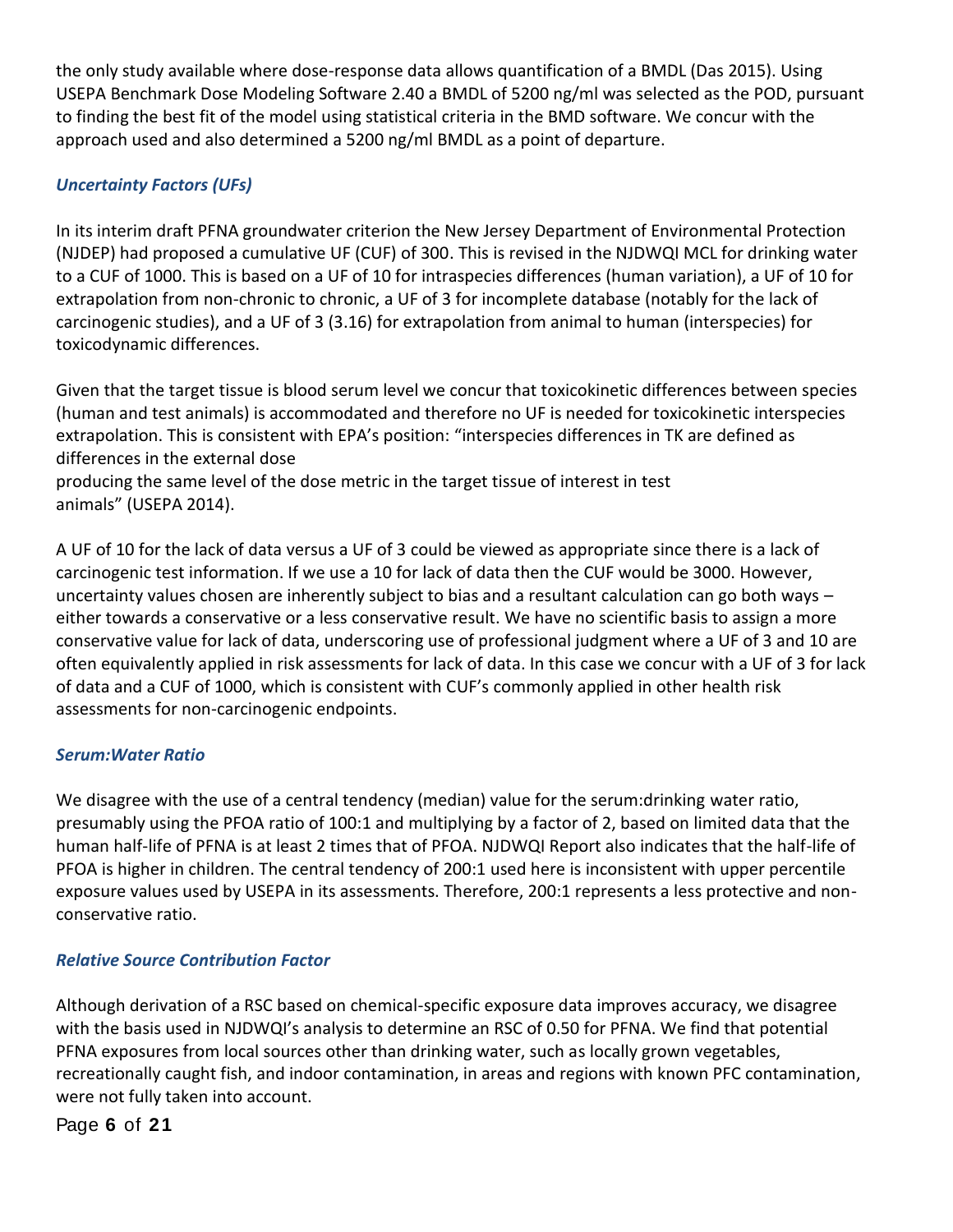the only study available where dose-response data allows quantification of a BMDL (Das 2015). Using USEPA Benchmark Dose Modeling Software 2.40 a BMDL of 5200 ng/ml was selected as the POD, pursuant to finding the best fit of the model using statistical criteria in the BMD software. We concur with the approach used and also determined a 5200 ng/ml BMDL as a point of departure.

### *Uncertainty Factors (UFs)*

In its interim draft PFNA groundwater criterion the New Jersey Department of Environmental Protection (NJDEP) had proposed a cumulative UF (CUF) of 300. This is revised in the NJDWQI MCL for drinking water to a CUF of 1000. This is based on a UF of 10 for intraspecies differences (human variation), a UF of 10 for extrapolation from non-chronic to chronic, a UF of 3 for incomplete database (notably for the lack of carcinogenic studies), and a UF of 3 (3.16) for extrapolation from animal to human (interspecies) for toxicodynamic differences.

Given that the target tissue is blood serum level we concur that toxicokinetic differences between species (human and test animals) is accommodated and therefore no UF is needed for toxicokinetic interspecies extrapolation. This is consistent with EPA's position: "interspecies differences in TK are defined as differences in the external dose producing the same level of the dose metric in the target tissue of interest in test animals" (USEPA 2014).

A UF of 10 for the lack of data versus a UF of 3 could be viewed as appropriate since there is a lack of carcinogenic test information. If we use a 10 for lack of data then the CUF would be 3000. However, uncertainty values chosen are inherently subject to bias and a resultant calculation can go both ways – either towards a conservative or a less conservative result. We have no scientific basis to assign a more conservative value for lack of data, underscoring use of professional judgment where a UF of 3 and 10 are often equivalently applied in risk assessments for lack of data. In this case we concur with a UF of 3 for lack of data and a CUF of 1000, which is consistent with CUF's commonly applied in other health risk assessments for non-carcinogenic endpoints.

### *Serum:Water Ratio*

We disagree with the use of a central tendency (median) value for the serum:drinking water ratio, presumably using the PFOA ratio of 100:1 and multiplying by a factor of 2, based on limited data that the human half-life of PFNA is at least 2 times that of PFOA. NJDWQI Report also indicates that the half-life of PFOA is higher in children. The central tendency of 200:1 used here is inconsistent with upper percentile exposure values used by USEPA in its assessments. Therefore, 200:1 represents a less protective and non-conservative ratio.

### *Relative Source Contribution Factor*

Although derivation of a RSC based on chemical-specific exposure data improves accuracy, we disagree with the basis used in NJDWQI's analysis to determine an RSC of 0.50 for PFNA. We find that potential PFNA exposures from local sources other than drinking water, such as locally grown vegetables, recreationally caught fish, and indoor contamination, in areas and regions with known PFC contamination, were not fully taken into account.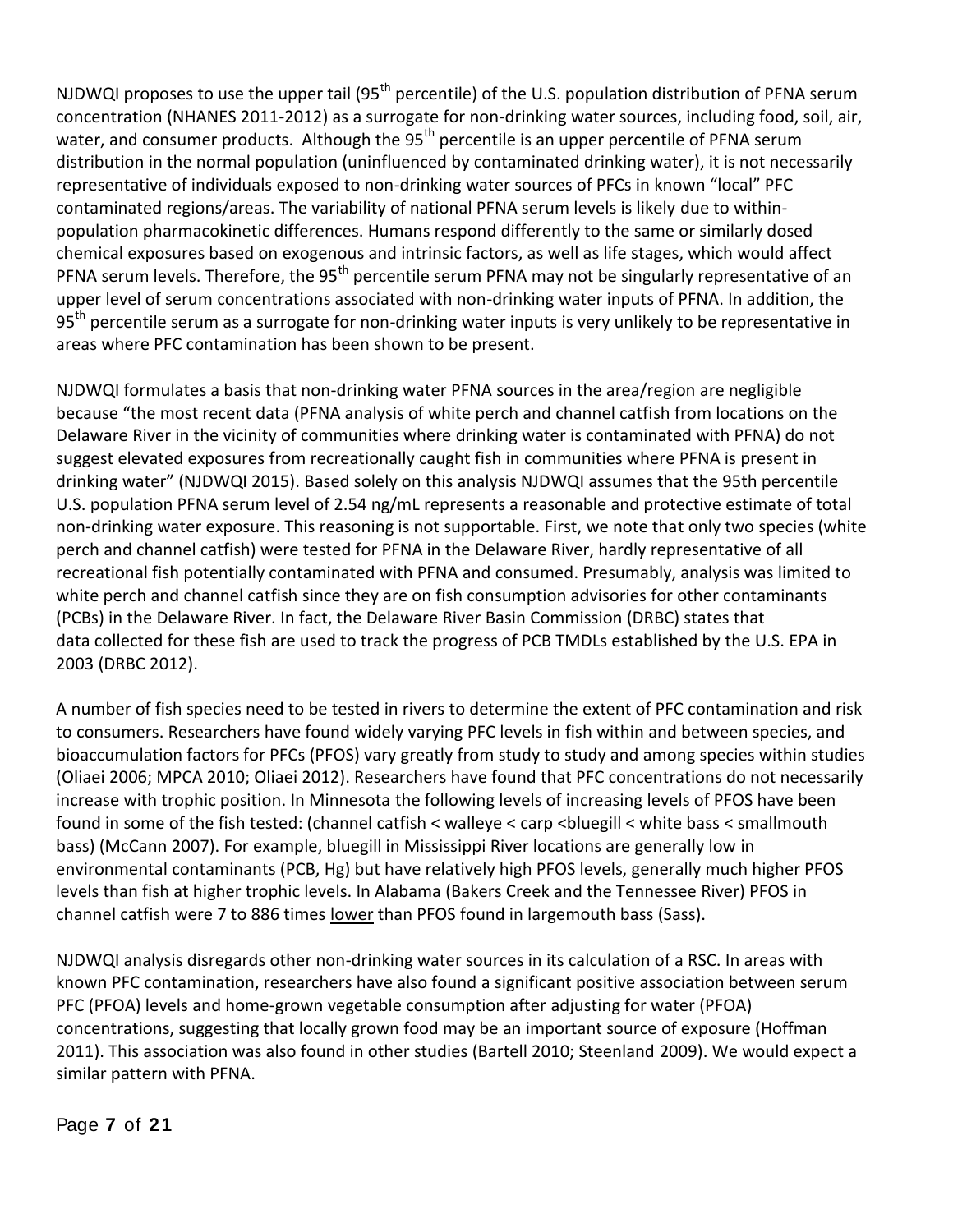NJDWQI proposes to use the upper tail (95th percentile) of the U.S. population distribution of PFNA serum concentration (NHANES 2011-2012) as a surrogate for non-drinking water sources, including food, soil, air, water, and consumer products. Although the 95th percentile is an upper percentile of PFNA serum distribution in the normal population (uninfluenced by contaminated drinking water), it is not necessarily representative of individuals exposed to non-drinking water sources of PFCs in known "local" PFC contaminated regions/areas. The variability of national PFNA serum levels is likely due to within-population pharmacokinetic differences. Humans respond differently to the same or similarly dosed chemical exposures based on exogenous and intrinsic factors, as well as life stages, which would affect PFNA serum levels. Therefore, the 95th percentile serum PFNA may not be singularly representative of an upper level of serum concentrations associated with non-drinking water inputs of PFNA. In addition, the 95th percentile serum as a surrogate for non-drinking water inputs is very unlikely to be representative in areas where PFC contamination has been shown to be present.

NJDWQI formulates a basis that non-drinking water PFNA sources in the area/region are negligible because "the most recent data (PFNA analysis of white perch and channel catfish from locations on the Delaware River in the vicinity of communities where drinking water is contaminated with PFNA) do not suggest elevated exposures from recreationally caught fish in communities where PFNA is present in drinking water" (NJDWQI 2015). Based solely on this analysis NJDWQI assumes that the 95th percentile U.S. population PFNA serum level of 2.54 ng/mL represents a reasonable and protective estimate of total non-drinking water exposure. This reasoning is not supportable. First, we note that only two species (white perch and channel catfish) were tested for PFNA in the Delaware River, hardly representative of all recreational fish potentially contaminated with PFNA and consumed. Presumably, analysis was limited to white perch and channel catfish since they are on fish consumption advisories for other contaminants (PCBs) in the Delaware River. In fact, the Delaware River Basin Commission (DRBC) states that data collected for these fish are used to track the progress of PCB TMDLs established by the U.S. EPA in 2003 (DRBC 2012).

A number of fish species need to be tested in rivers to determine the extent of PFC contamination and risk to consumers. Researchers have found widely varying PFC levels in fish within and between species, and bioaccumulation factors for PFCs (PFOS) vary greatly from study to study and among species within studies (Oliaei 2006; MPCA 2010; Oliaei 2012). Researchers have found that PFC concentrations do not necessarily increase with trophic position. In Minnesota the following levels of increasing levels of PFOS have been found in some of the fish tested: (channel catfish < walleye < carp <bluegill < white bass < smallmouth bass) (McCann 2007). For example, bluegill in Mississippi River locations are generally low in environmental contaminants (PCB, Hg) but have relatively high PFOS levels, generally much higher PFOS levels than fish at higher trophic levels. In Alabama (Bakers Creek and the Tennessee River) PFOS in channel catfish were 7 to 886 times <u>lower</u> than PFOS found in largemouth bass (Sass).

NJDWQI analysis disregards other non-drinking water sources in its calculation of a RSC. In areas with known PFC contamination, researchers have also found a significant positive association between serum PFC (PFOA) levels and home-grown vegetable consumption after adjusting for water (PFOA) concentrations, suggesting that locally grown food may be an important source of exposure (Hoffman 2011). This association was also found in other studies (Bartell 2010; Steenland 2009). We would expect a similar pattern with PFNA.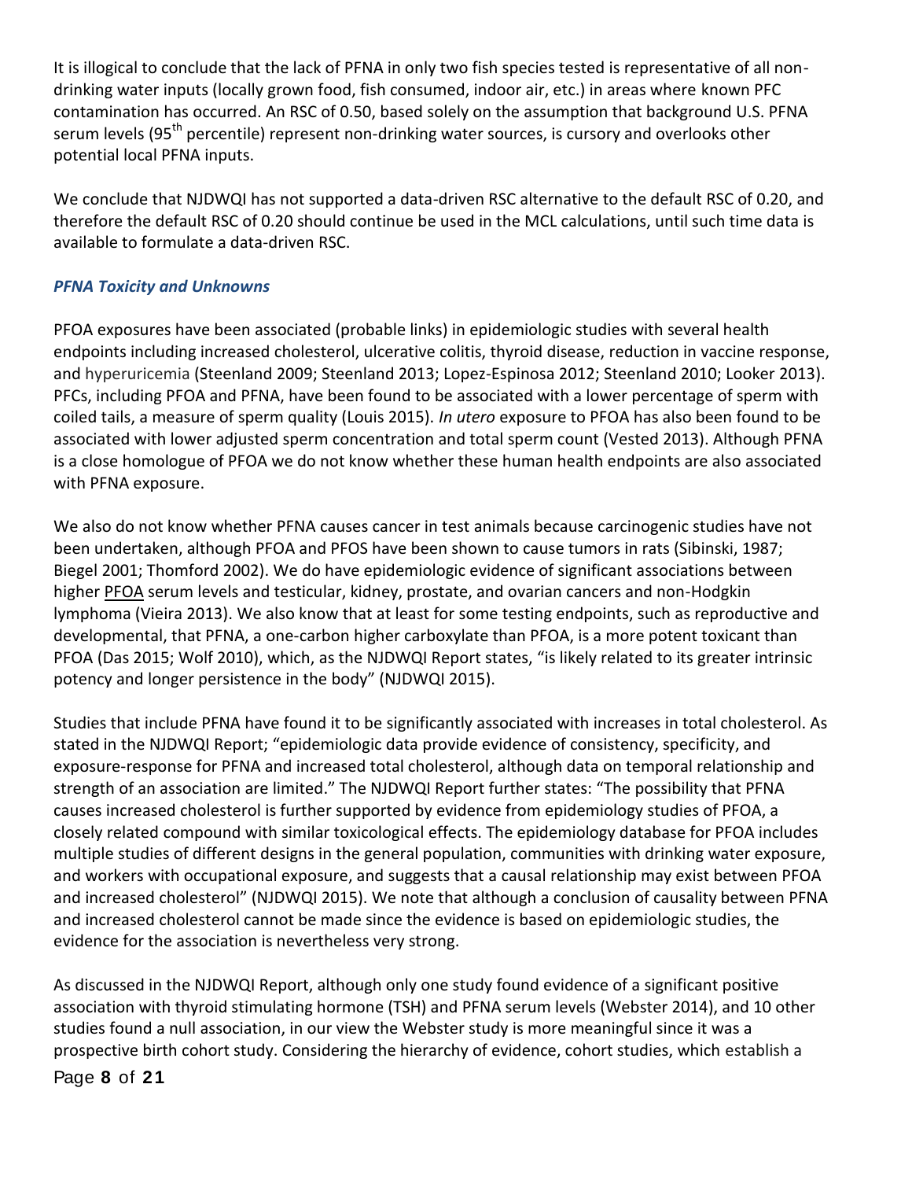It is illogical to conclude that the lack of PFNA in only two fish species tested is representative of all non-drinking water inputs (locally grown food, fish consumed, indoor air, etc.) in areas where known PFC contamination has occurred. An RSC of 0.50, based solely on the assumption that background U.S. PFNA serum levels (95th percentile) represent non-drinking water sources, is cursory and overlooks other potential local PFNA inputs.

We conclude that NJDWQI has not supported a data-driven RSC alternative to the default RSC of 0.20, and therefore the default RSC of 0.20 should continue be used in the MCL calculations, until such time data is available to formulate a data-driven RSC.

### *PFNA Toxicity and Unknowns*

PFOA exposures have been associated (probable links) in epidemiologic studies with several health endpoints including increased cholesterol, ulcerative colitis, thyroid disease, reduction in vaccine response, and hyperuricemia (Steenland 2009; Steenland 2013; Lopez-Espinosa 2012; Steenland 2010; Looker 2013). PFCs, including PFOA and PFNA, have been found to be associated with a lower percentage of sperm with coiled tails, a measure of sperm quality (Louis 2015). *In utero* exposure to PFOA has also been found to be associated with lower adjusted sperm concentration and total sperm count (Vested 2013). Although PFNA is a close homologue of PFOA we do not know whether these human health endpoints are also associated with PFNA exposure.

We also do not know whether PFNA causes cancer in test animals because carcinogenic studies have not been undertaken, although PFOA and PFOS have been shown to cause tumors in rats (Sibinski, 1987; Biegel 2001; Thomford 2002). We do have epidemiologic evidence of significant associations between higher PFOA serum levels and testicular, kidney, prostate, and ovarian cancers and non-Hodgkin lymphoma (Vieira 2013). We also know that at least for some testing endpoints, such as reproductive and developmental, that PFNA, a one-carbon higher carboxylate than PFOA, is a more potent toxicant than PFOA (Das 2015; Wolf 2010), which, as the NJDWQI Report states, "is likely related to its greater intrinsic potency and longer persistence in the body" (NJDWQI 2015).

Studies that include PFNA have found it to be significantly associated with increases in total cholesterol. As stated in the NJDWQI Report; "epidemiologic data provide evidence of consistency, specificity, and exposure-response for PFNA and increased total cholesterol, although data on temporal relationship and strength of an association are limited." The NJDWQI Report further states: "The possibility that PFNA causes increased cholesterol is further supported by evidence from epidemiology studies of PFOA, a closely related compound with similar toxicological effects. The epidemiology database for PFOA includes multiple studies of different designs in the general population, communities with drinking water exposure, and workers with occupational exposure, and suggests that a causal relationship may exist between PFOA and increased cholesterol" (NJDWQI 2015). We note that although a conclusion of causality between PFNA and increased cholesterol cannot be made since the evidence is based on epidemiologic studies, the evidence for the association is nevertheless very strong.

As discussed in the NJDWQI Report, although only one study found evidence of a significant positive association with thyroid stimulating hormone (TSH) and PFNA serum levels (Webster 2014), and 10 other studies found a null association, in our view the Webster study is more meaningful since it was a prospective birth cohort study. Considering the hierarchy of evidence, cohort studies, which establish a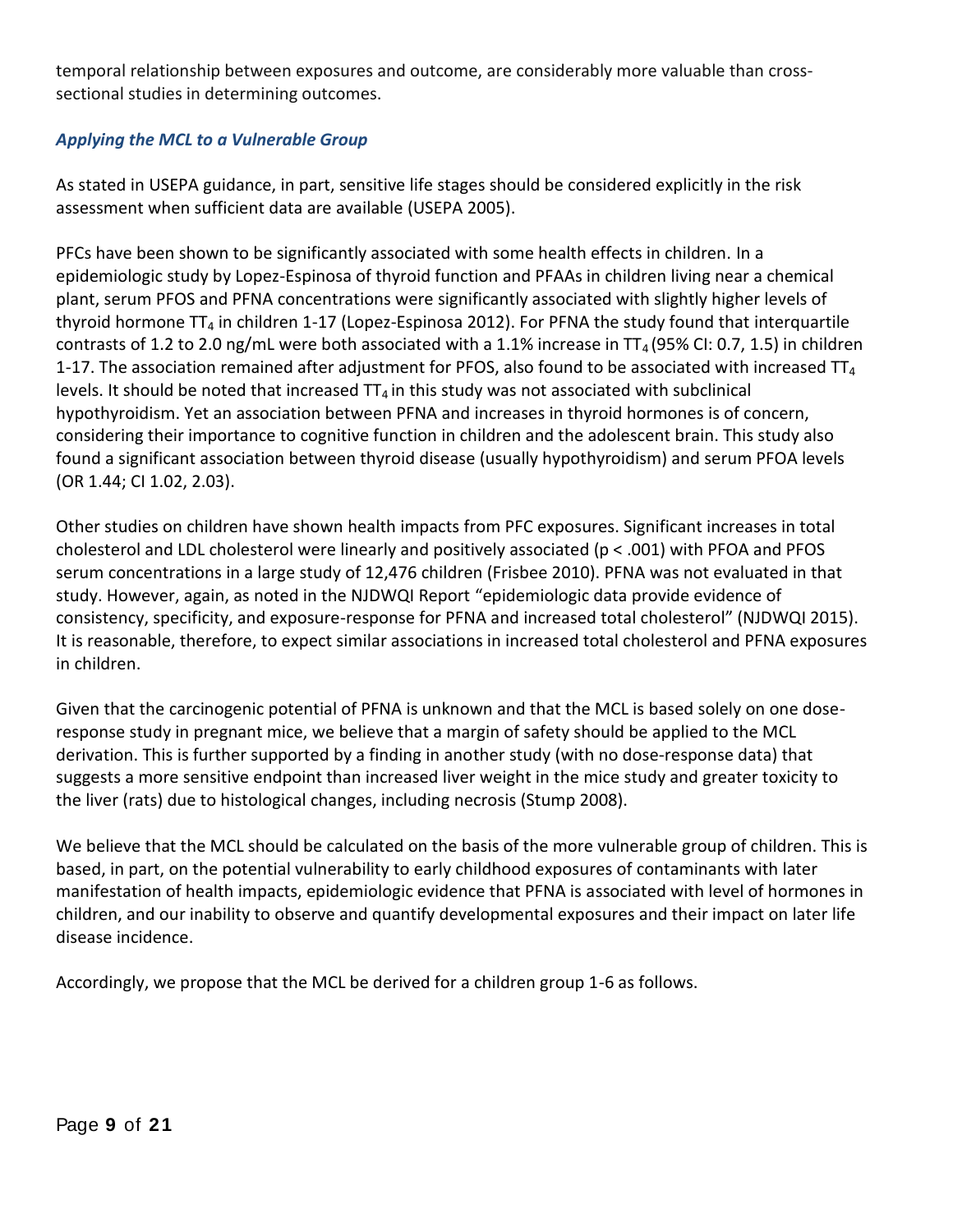temporal relationship between exposures and outcome, are considerably more valuable than cross-sectional studies in determining outcomes.

### *Applying the MCL to a Vulnerable Group*

As stated in USEPA guidance, in part, sensitive life stages should be considered explicitly in the risk assessment when sufficient data are available (USEPA 2005).

PFCs have been shown to be significantly associated with some health effects in children. In a epidemiologic study by Lopez-Espinosa of thyroid function and PFAAs in children living near a chemical plant, serum PFOS and PFNA concentrations were significantly associated with slightly higher levels of thyroid hormone $TT_4$ in children 1-17 (Lopez-Espinosa 2012). For PFNA the study found that interquartile contrasts of 1.2 to 2.0 ng/mL were both associated with a 1.1% increase in $TT_4$ (95% CI: 0.7, 1.5) in children 1-17. The association remained after adjustment for PFOS, also found to be associated with increased $TT_4$ levels. It should be noted that increased $TT_4$ in this study was not associated with subclinical hypothyroidism. Yet an association between PFNA and increases in thyroid hormones is of concern, considering their importance to cognitive function in children and the adolescent brain. This study also found a significant association between thyroid disease (usually hypothyroidism) and serum PFOA levels (OR 1.44; CI 1.02, 2.03).

Other studies on children have shown health impacts from PFC exposures. Significant increases in total cholesterol and LDL cholesterol were linearly and positively associated ($p < .001$) with PFOA and PFOS serum concentrations in a large study of 12,476 children (Frisbee 2010). PFNA was not evaluated in that study. However, again, as noted in the NJDWQI Report "epidemiologic data provide evidence of consistency, specificity, and exposure-response for PFNA and increased total cholesterol" (NJDWQI 2015). It is reasonable, therefore, to expect similar associations in increased total cholesterol and PFNA exposures in children.

Given that the carcinogenic potential of PFNA is unknown and that the MCL is based solely on one dose-response study in pregnant mice, we believe that a margin of safety should be applied to the MCL derivation. This is further supported by a finding in another study (with no dose-response data) that suggests a more sensitive endpoint than increased liver weight in the mice study and greater toxicity to the liver (rats) due to histological changes, including necrosis (Stump 2008).

We believe that the MCL should be calculated on the basis of the more vulnerable group of children. This is based, in part, on the potential vulnerability to early childhood exposures of contaminants with later manifestation of health impacts, epidemiologic evidence that PFNA is associated with level of hormones in children, and our inability to observe and quantify developmental exposures and their impact on later life disease incidence.

Accordingly, we propose that the MCL be derived for a children group 1-6 as follows.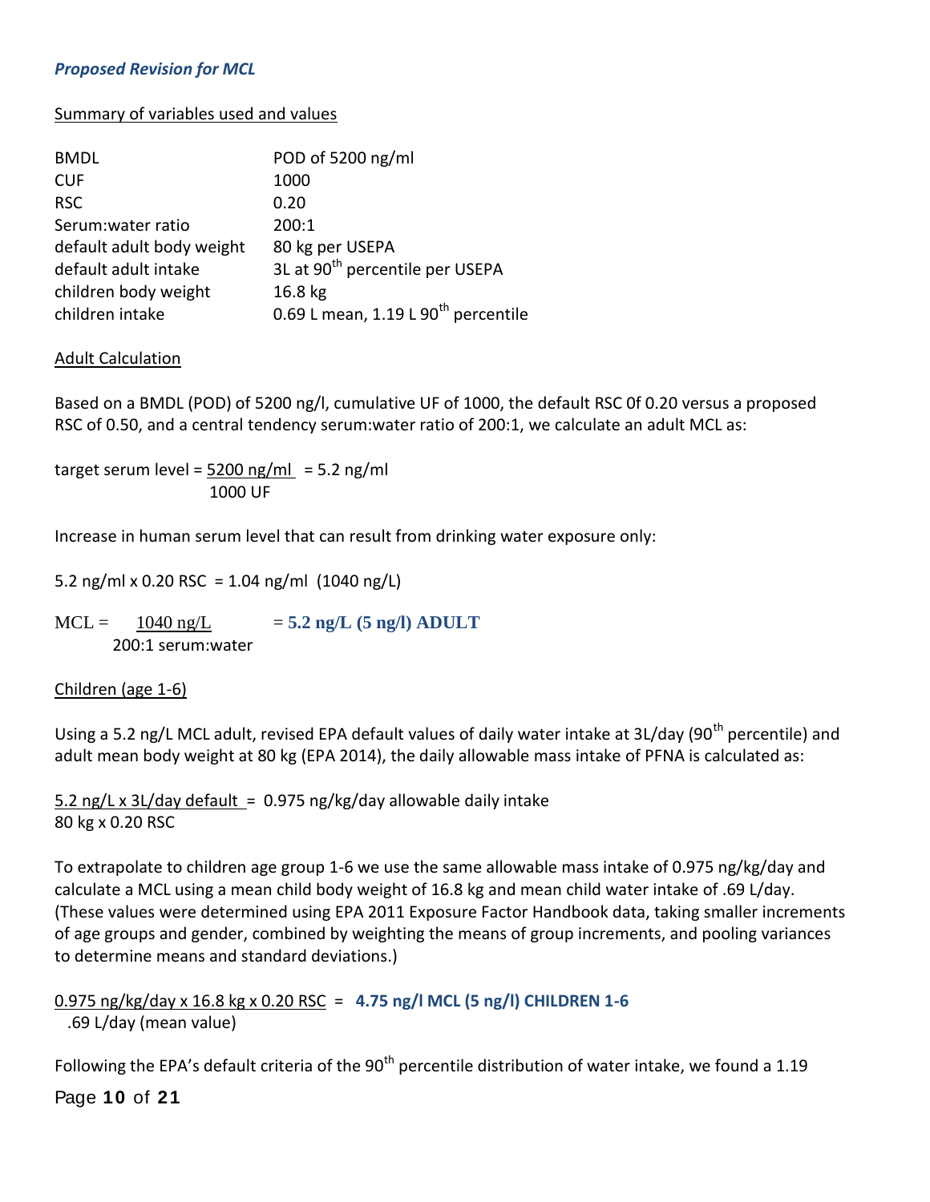***Proposed Revision for MCL***

Summary of variables used and values

| | |
|---|---|
| BMDL | POD of 5200 ng/ml |
| CUF | 1000 |
| RSC | 0.20 |
| Serum:water ratio | 200:1 |
| default adult body weight | 80 kg per USEPA |
| default adult intake | 3L at 90th percentile per USEPA |
| children body weight | 16.8 kg |
| children intake | 0.69 L mean, 1.19 L 90th percentile |

Adult Calculation

Based on a BMDL (POD) of 5200 ng/l, cumulative UF of 1000, the default RSC 0f 0.20 versus a proposed RSC of 0.50, and a central tendency serum:water ratio of 200:1, we calculate an adult MCL as:

$$\text{target serum level} = \frac{5200 \text{ ng/ml}}{1000 \text{ UF}} = 5.2 \text{ ng/ml}$$

Increase in human serum level that can result from drinking water exposure only:

5.2 ng/ml x 0.20 RSC = 1.04 ng/ml (1040 ng/L)

$$\text{MCL} = \frac{1040 \text{ ng/L}}{200:1 \text{ serum:water}} = \mathbf{5.2 \text{ ng/L } (5 \text{ ng/l}) \text{ ADULT}}$$

Children (age 1-6)

Using a 5.2 ng/L MCL adult, revised EPA default values of daily water intake at 3L/day (90th percentile) and adult mean body weight at 80 kg (EPA 2014), the daily allowable mass intake of PFNA is calculated as:

$$\frac{5.2 \text{ ng/L} \times 3\text{L/day default}}{80 \text{ kg} \times 0.20 \text{ RSC}} = 0.975 \text{ ng/kg/day allowable daily intake}$$

To extrapolate to children age group 1-6 we use the same allowable mass intake of 0.975 ng/kg/day and calculate a MCL using a mean child body weight of 16.8 kg and mean child water intake of .69 L/day. (These values were determined using EPA 2011 Exposure Factor Handbook data, taking smaller increments of age groups and gender, combined by weighting the means of group increments, and pooling variances to determine means and standard deviations.)

$$\frac{0.975 \text{ ng/kg/day} \times 16.8 \text{ kg} \times 0.20 \text{ RSC}}{.69 \text{ L/day (mean value)}} = \mathbf{4.75 \text{ ng/l MCL } (5 \text{ ng/l}) \text{ CHILDREN 1-6}}$$

Following the EPA's default criteria of the 90th percentile distribution of water intake, we found a 1.19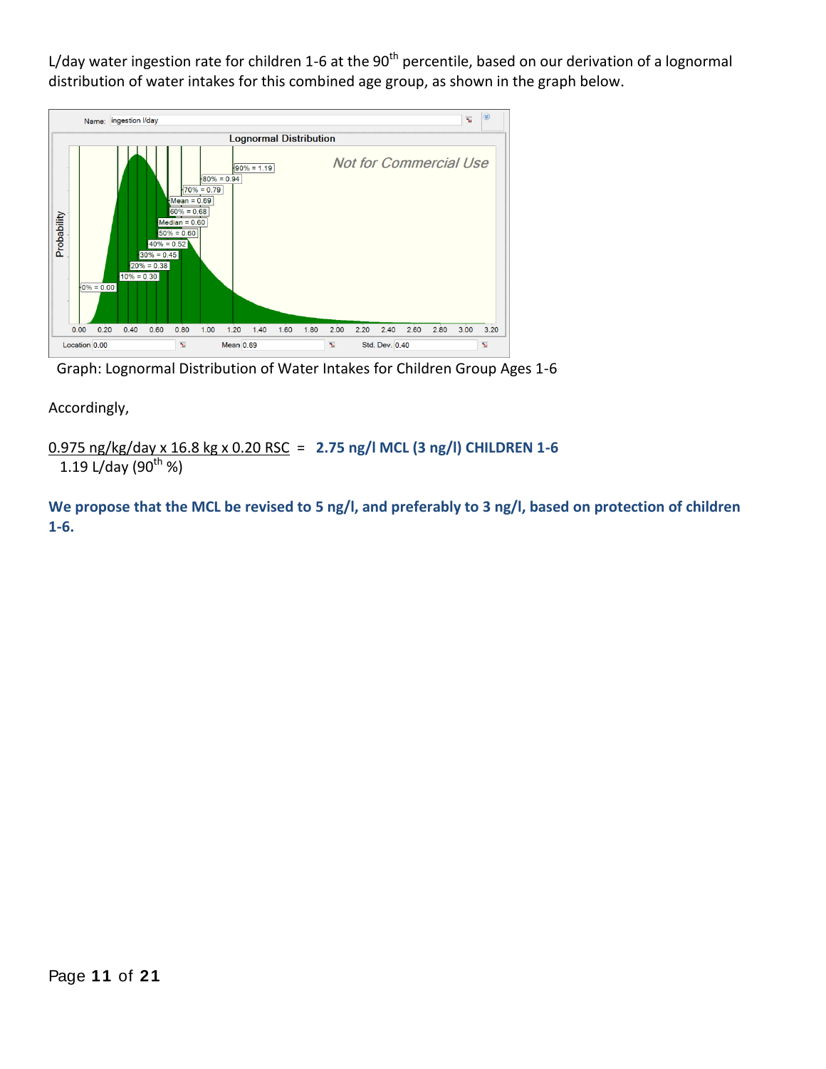L/day water ingestion rate for children 1-6 at the 90th percentile, based on our derivation of a lognormal distribution of water intakes for this combined age group, as shown in the graph below.

Graph: Lognormal Distribution of Water Intakes for Children Group Ages 1-6

Accordingly,

$$\frac{0.975 \text{ ng/kg/day} \times 16.8 \text{ kg} \times 0.20 \text{ RSC}}{1.19 \text{ L/day } (90^{th} \%)} = \textbf{2.75 ng/l MCL (3 ng/l) CHILDREN 1-6}$$

**We propose that the MCL be revised to 5 ng/l, and preferably to 3 ng/l, based on protection of children 1-6.**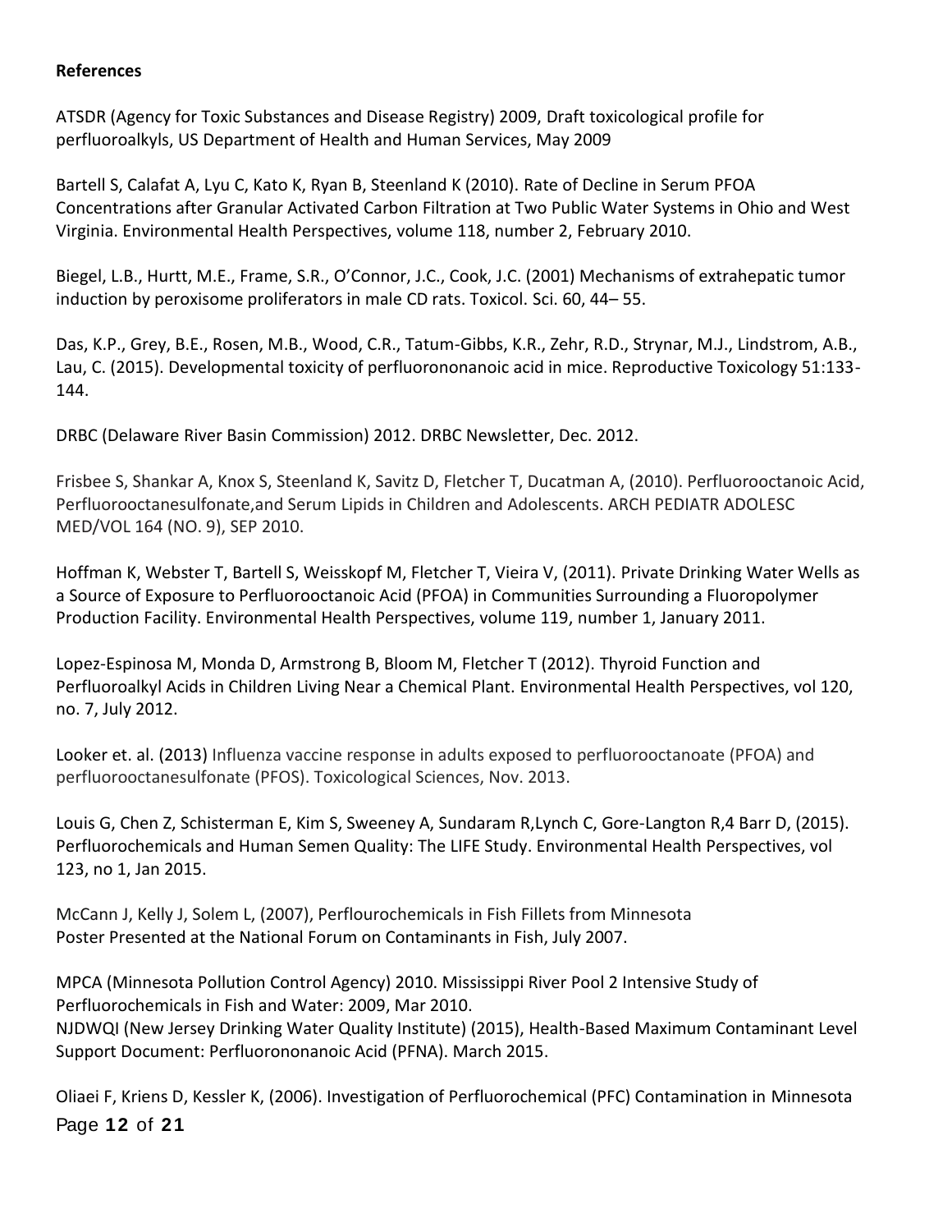**References**

ATSDR (Agency for Toxic Substances and Disease Registry) 2009, Draft toxicological profile for perfluoroalkyls, US Department of Health and Human Services, May 2009

Bartell S, Calafat A, Lyu C, Kato K, Ryan B, Steenland K (2010). Rate of Decline in Serum PFOA Concentrations after Granular Activated Carbon Filtration at Two Public Water Systems in Ohio and West Virginia. Environmental Health Perspectives, volume 118, number 2, February 2010.

Biegel, L.B., Hurtt, M.E., Frame, S.R., O'Connor, J.C., Cook, J.C. (2001) Mechanisms of extrahepatic tumor induction by peroxisome proliferators in male CD rats. Toxicol. Sci. 60, 44– 55.

Das, K.P., Grey, B.E., Rosen, M.B., Wood, C.R., Tatum-Gibbs, K.R., Zehr, R.D., Strynar, M.J., Lindstrom, A.B., Lau, C. (2015). Developmental toxicity of perfluorononanoic acid in mice. Reproductive Toxicology 51:133-144.

DRBC (Delaware River Basin Commission) 2012. DRBC Newsletter, Dec. 2012.

Frisbee S, Shankar A, Knox S, Steenland K, Savitz D, Fletcher T, Ducatman A, (2010). Perfluorooctanoic Acid, Perfluorooctanesulfonate,and Serum Lipids in Children and Adolescents. ARCH PEDIATR ADOLESC MED/VOL 164 (NO. 9), SEP 2010.

Hoffman K, Webster T, Bartell S, Weisskopf M, Fletcher T, Vieira V, (2011). Private Drinking Water Wells as a Source of Exposure to Perfluorooctanoic Acid (PFOA) in Communities Surrounding a Fluoropolymer Production Facility. Environmental Health Perspectives, volume 119, number 1, January 2011.

Lopez-Espinosa M, Monda D, Armstrong B, Bloom M, Fletcher T (2012). Thyroid Function and Perfluoroalkyl Acids in Children Living Near a Chemical Plant. Environmental Health Perspectives, vol 120, no. 7, July 2012.

Looker et. al. (2013) Influenza vaccine response in adults exposed to perfluorooctanoate (PFOA) and perfluorooctanesulfonate (PFOS). Toxicological Sciences, Nov. 2013.

Louis G, Chen Z, Schisterman E, Kim S, Sweeney A, Sundaram R,Lynch C, Gore-Langton R,4 Barr D, (2015). Perfluorochemicals and Human Semen Quality: The LIFE Study. Environmental Health Perspectives, vol 123, no 1, Jan 2015.

McCann J, Kelly J, Solem L, (2007), Perflourochemicals in Fish Fillets from Minnesota Poster Presented at the National Forum on Contaminants in Fish, July 2007.

MPCA (Minnesota Pollution Control Agency) 2010. Mississippi River Pool 2 Intensive Study of Perfluorochemicals in Fish and Water: 2009, Mar 2010.

NJDWQI (New Jersey Drinking Water Quality Institute) (2015), Health-Based Maximum Contaminant Level Support Document: Perfluorononanoic Acid (PFNA). March 2015.

Oliaei F, Kriens D, Kessler K, (2006). Investigation of Perfluorochemical (PFC) Contamination in Minnesota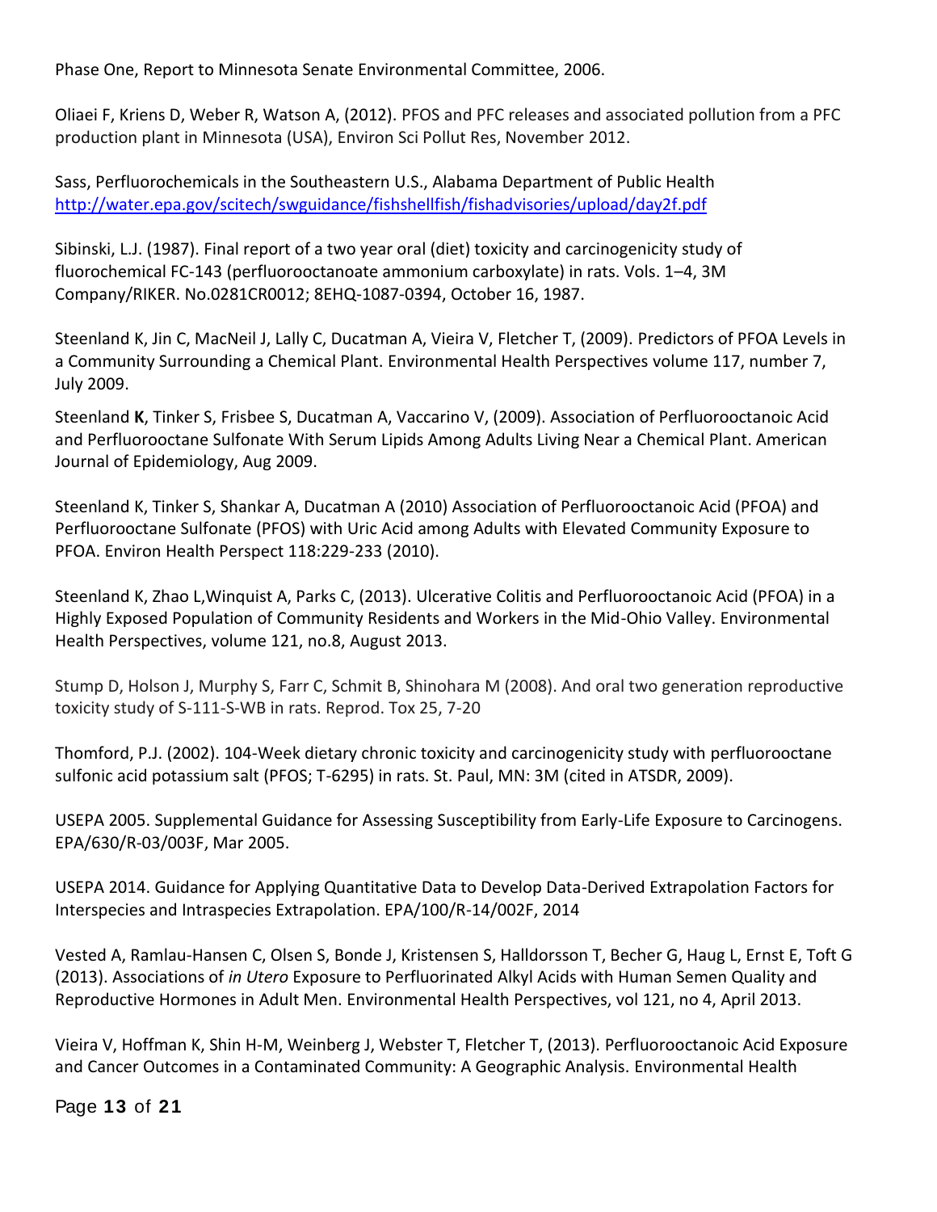Phase One, Report to Minnesota Senate Environmental Committee, 2006.

Oliaei F, Kriens D, Weber R, Watson A, (2012). PFOS and PFC releases and associated pollution from a PFC production plant in Minnesota (USA), Environ Sci Pollut Res, November 2012.

Sass, Perfluorochemicals in the Southeastern U.S., Alabama Department of Public Health http://water.epa.gov/scitech/swguidance/fishshellfish/fishadvisories/upload/day2f.pdf

Sibinski, L.J. (1987). Final report of a two year oral (diet) toxicity and carcinogenicity study of fluorochemical FC-143 (perfluorooctanoate ammonium carboxylate) in rats. Vols. 1–4, 3M Company/RIKER. No.0281CR0012; 8EHQ-1087-0394, October 16, 1987.

Steenland K, Jin C, MacNeil J, Lally C, Ducatman A, Vieira V, Fletcher T, (2009). Predictors of PFOA Levels in a Community Surrounding a Chemical Plant. Environmental Health Perspectives volume 117, number 7, July 2009.

Steenland **K**, Tinker S, Frisbee S, Ducatman A, Vaccarino V, (2009). Association of Perfluorooctanoic Acid and Perfluorooctane Sulfonate With Serum Lipids Among Adults Living Near a Chemical Plant. American Journal of Epidemiology, Aug 2009.

Steenland K, Tinker S, Shankar A, Ducatman A (2010) Association of Perfluorooctanoic Acid (PFOA) and Perfluorooctane Sulfonate (PFOS) with Uric Acid among Adults with Elevated Community Exposure to PFOA. Environ Health Perspect 118:229-233 (2010).

Steenland K, Zhao L,Winquist A, Parks C, (2013). Ulcerative Colitis and Perfluorooctanoic Acid (PFOA) in a Highly Exposed Population of Community Residents and Workers in the Mid-Ohio Valley. Environmental Health Perspectives, volume 121, no.8, August 2013.

Stump D, Holson J, Murphy S, Farr C, Schmit B, Shinohara M (2008). And oral two generation reproductive toxicity study of S-111-S-WB in rats. Reprod. Tox 25, 7-20

Thomford, P.J. (2002). 104-Week dietary chronic toxicity and carcinogenicity study with perfluorooctane sulfonic acid potassium salt (PFOS; T-6295) in rats. St. Paul, MN: 3M (cited in ATSDR, 2009).

USEPA 2005. Supplemental Guidance for Assessing Susceptibility from Early-Life Exposure to Carcinogens. EPA/630/R-03/003F, Mar 2005.

USEPA 2014. Guidance for Applying Quantitative Data to Develop Data-Derived Extrapolation Factors for Interspecies and Intraspecies Extrapolation. EPA/100/R-14/002F, 2014

Vested A, Ramlau-Hansen C, Olsen S, Bonde J, Kristensen S, Halldorsson T, Becher G, Haug L, Ernst E, Toft G (2013). Associations of *in Utero* Exposure to Perfluorinated Alkyl Acids with Human Semen Quality and Reproductive Hormones in Adult Men. Environmental Health Perspectives, vol 121, no 4, April 2013.

Vieira V, Hoffman K, Shin H-M, Weinberg J, Webster T, Fletcher T, (2013). Perfluorooctanoic Acid Exposure and Cancer Outcomes in a Contaminated Community: A Geographic Analysis. Environmental Health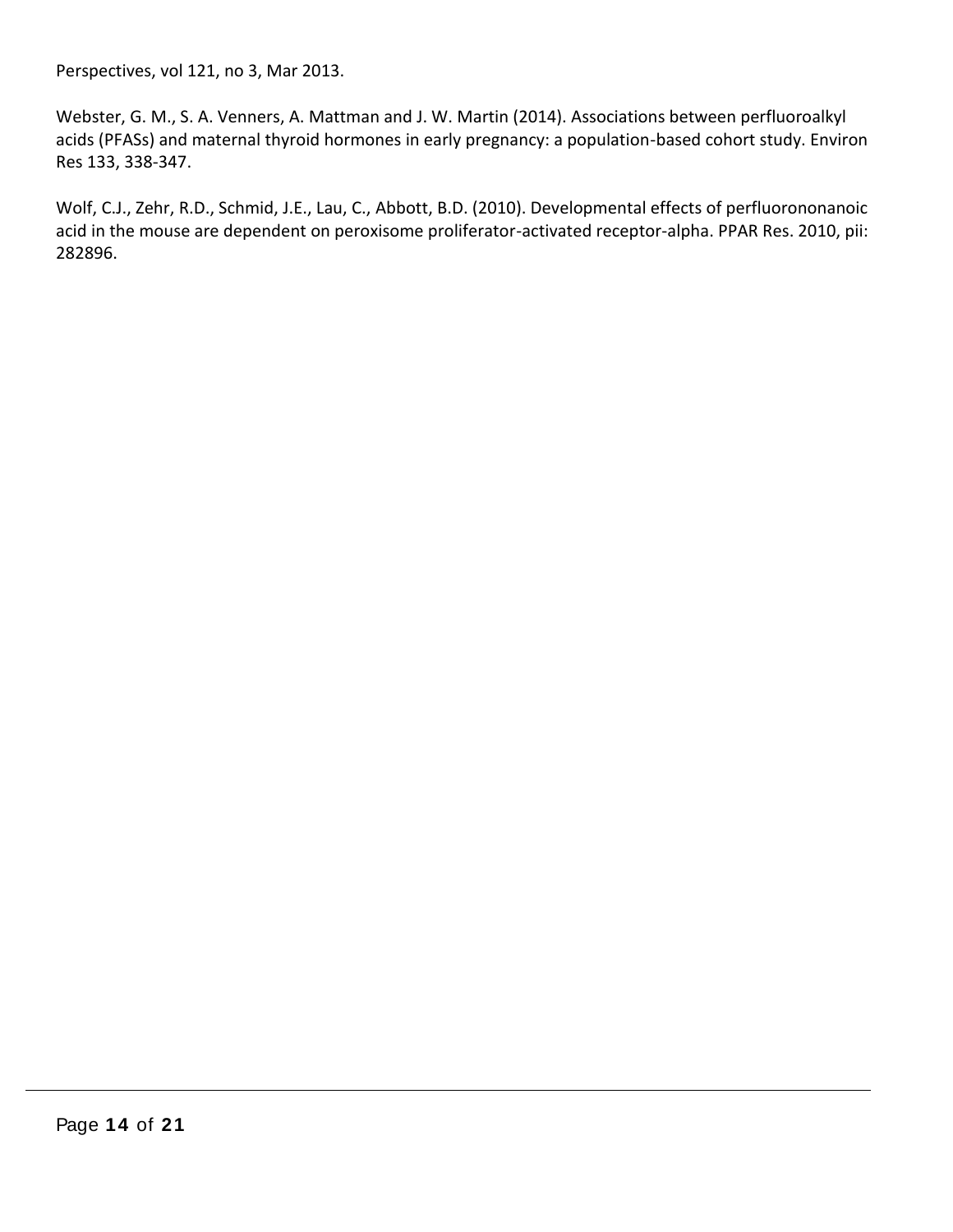Perspectives, vol 121, no 3, Mar 2013.

Webster, G. M., S. A. Venners, A. Mattman and J. W. Martin (2014). Associations between perfluoroalkyl acids (PFASs) and maternal thyroid hormones in early pregnancy: a population-based cohort study. Environ Res 133, 338-347.

Wolf, C.J., Zehr, R.D., Schmid, J.E., Lau, C., Abbott, B.D. (2010). Developmental effects of perfluorononanoic acid in the mouse are dependent on peroxisome proliferator-activated receptor-alpha. PPAR Res. 2010, pii: 282896.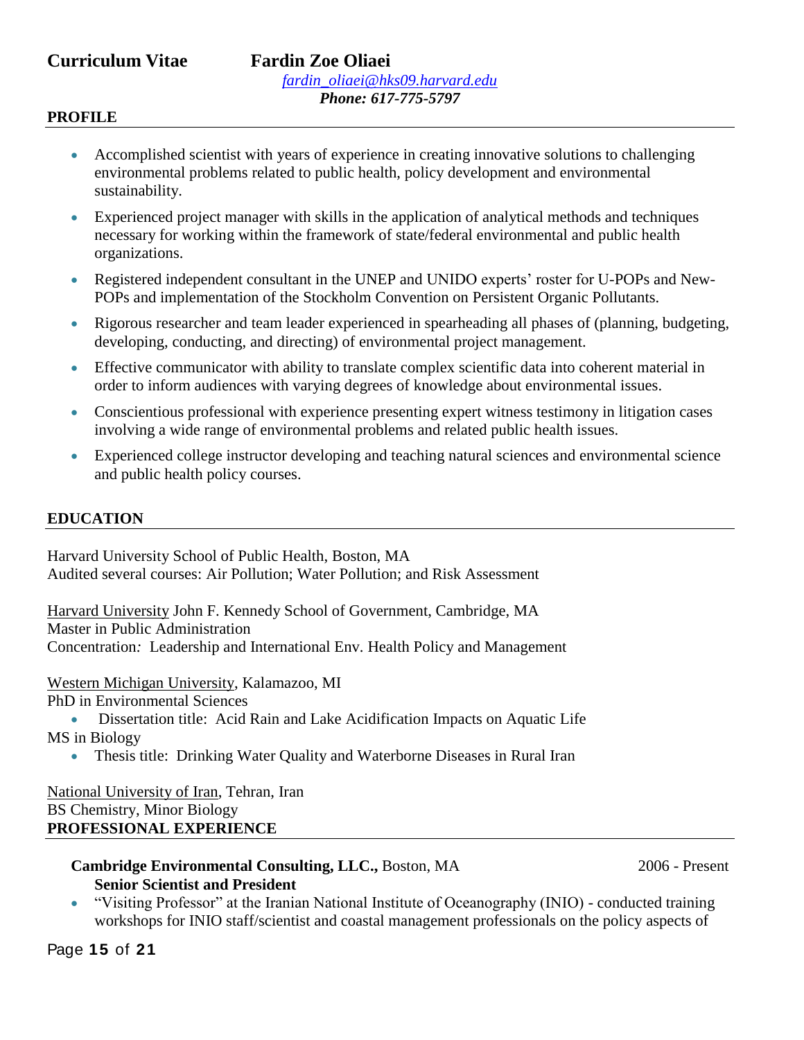**Curriculum Vitae** **Fardin Zoe Oliaei**

*fardin_oliaei@hks09.harvard.edu*

***Phone: 617-775-5797***

## PROFILE

- Accomplished scientist with years of experience in creating innovative solutions to challenging environmental problems related to public health, policy development and environmental sustainability.
- Experienced project manager with skills in the application of analytical methods and techniques necessary for working within the framework of state/federal environmental and public health organizations.
- Registered independent consultant in the UNEP and UNIDO experts' roster for U-POPs and New-POPs and implementation of the Stockholm Convention on Persistent Organic Pollutants.
- Rigorous researcher and team leader experienced in spearheading all phases of (planning, budgeting, developing, conducting, and directing) of environmental project management.
- Effective communicator with ability to translate complex scientific data into coherent material in order to inform audiences with varying degrees of knowledge about environmental issues.
- Conscientious professional with experience presenting expert witness testimony in litigation cases involving a wide range of environmental problems and related public health issues.
- Experienced college instructor developing and teaching natural sciences and environmental science and public health policy courses.

## EDUCATION

Harvard University School of Public Health, Boston, MA
Audited several courses: Air Pollution; Water Pollution; and Risk Assessment

Harvard University John F. Kennedy School of Government, Cambridge, MA
Master in Public Administration
Concentration*:* Leadership and International Env. Health Policy and Management

Western Michigan University, Kalamazoo, MI
PhD in Environmental Sciences

- Dissertation title: Acid Rain and Lake Acidification Impacts on Aquatic Life

MS in Biology

- Thesis title: Drinking Water Quality and Waterborne Diseases in Rural Iran

National University of Iran, Tehran, Iran
BS Chemistry, Minor Biology

## PROFESSIONAL EXPERIENCE

**Cambridge Environmental Consulting, LLC.,** Boston, MA — 2006 - Present
**Senior Scientist and President**

- "Visiting Professor" at the Iranian National Institute of Oceanography (INIO) - conducted training workshops for INIO staff/scientist and coastal management professionals on the policy aspects of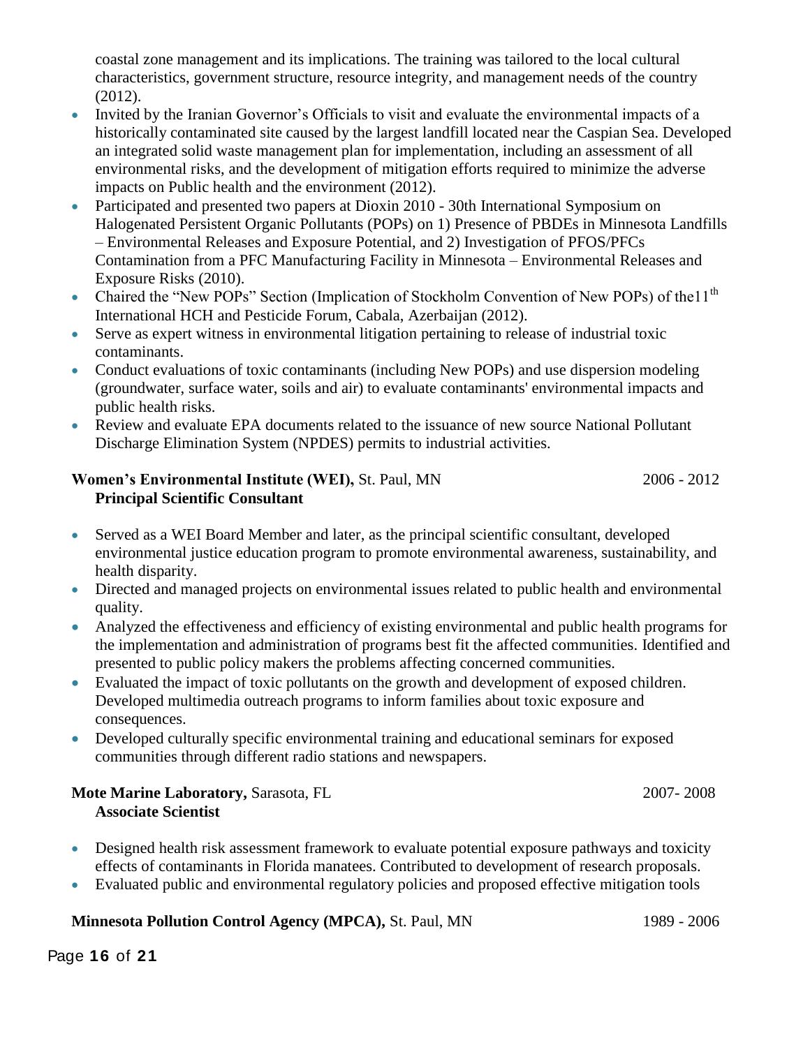coastal zone management and its implications. The training was tailored to the local cultural characteristics, government structure, resource integrity, and management needs of the country (2012).

- Invited by the Iranian Governor's Officials to visit and evaluate the environmental impacts of a historically contaminated site caused by the largest landfill located near the Caspian Sea. Developed an integrated solid waste management plan for implementation, including an assessment of all environmental risks, and the development of mitigation efforts required to minimize the adverse impacts on Public health and the environment (2012).
- Participated and presented two papers at Dioxin 2010 - 30th International Symposium on Halogenated Persistent Organic Pollutants (POPs) on 1) Presence of PBDEs in Minnesota Landfills – Environmental Releases and Exposure Potential, and 2) Investigation of PFOS/PFCs Contamination from a PFC Manufacturing Facility in Minnesota – Environmental Releases and Exposure Risks (2010).
- Chaired the "New POPs" Section (Implication of Stockholm Convention of New POPs) of the11th International HCH and Pesticide Forum, Cabala, Azerbaijan (2012).
- Serve as expert witness in environmental litigation pertaining to release of industrial toxic contaminants.
- Conduct evaluations of toxic contaminants (including New POPs) and use dispersion modeling (groundwater, surface water, soils and air) to evaluate contaminants' environmental impacts and public health risks.
- Review and evaluate EPA documents related to the issuance of new source National Pollutant Discharge Elimination System (NPDES) permits to industrial activities.

**Women's Environmental Institute (WEI),** St. Paul, MN 2006 - 2012
**Principal Scientific Consultant**

- Served as a WEI Board Member and later, as the principal scientific consultant, developed environmental justice education program to promote environmental awareness, sustainability, and health disparity.
- Directed and managed projects on environmental issues related to public health and environmental quality.
- Analyzed the effectiveness and efficiency of existing environmental and public health programs for the implementation and administration of programs best fit the affected communities. Identified and presented to public policy makers the problems affecting concerned communities.
- Evaluated the impact of toxic pollutants on the growth and development of exposed children. Developed multimedia outreach programs to inform families about toxic exposure and consequences.
- Developed culturally specific environmental training and educational seminars for exposed communities through different radio stations and newspapers.

**Mote Marine Laboratory,** Sarasota, FL 2007- 2008
**Associate Scientist**

- Designed health risk assessment framework to evaluate potential exposure pathways and toxicity effects of contaminants in Florida manatees. Contributed to development of research proposals.
- Evaluated public and environmental regulatory policies and proposed effective mitigation tools

**Minnesota Pollution Control Agency (MPCA),** St. Paul, MN 1989 - 2006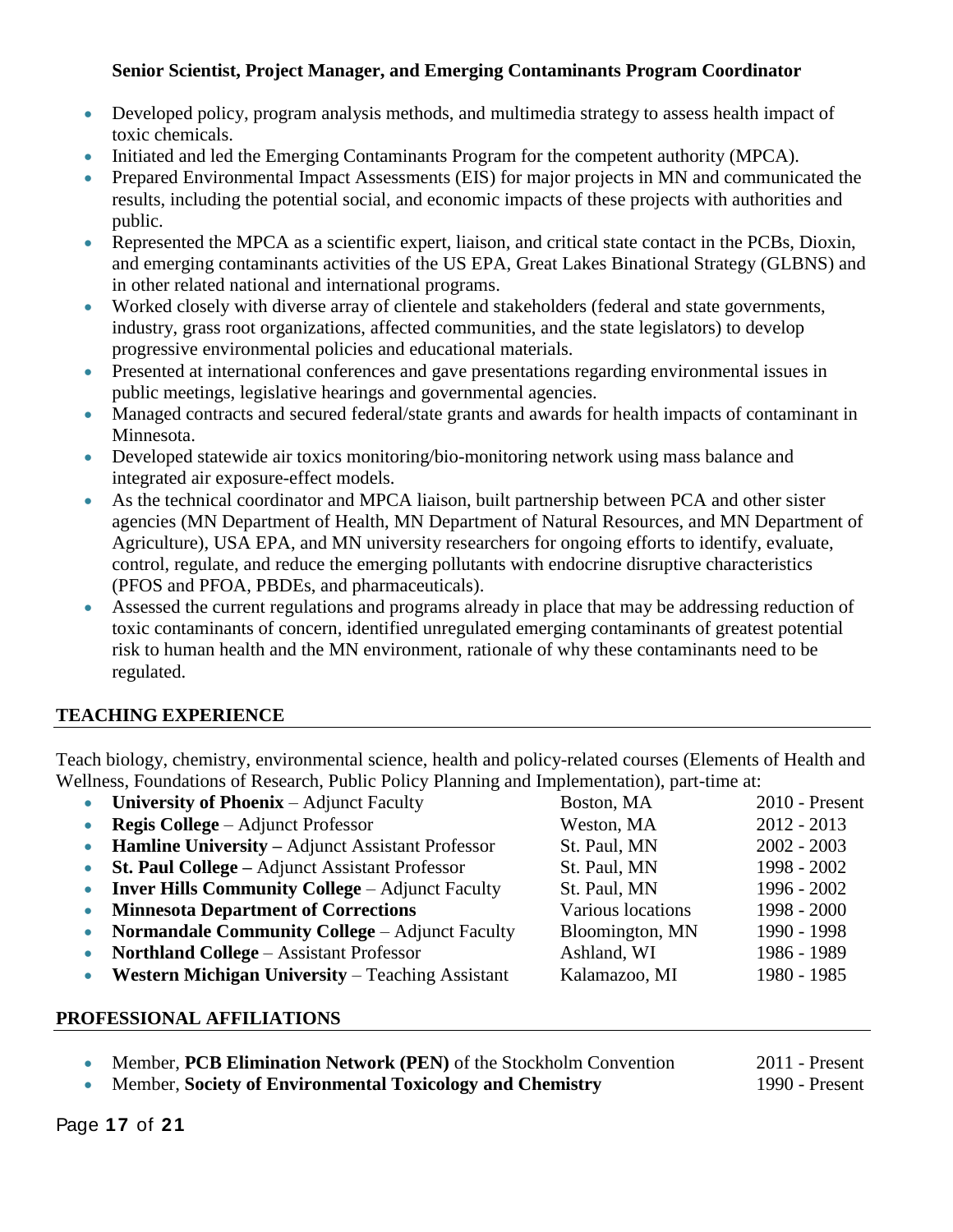**Senior Scientist, Project Manager, and Emerging Contaminants Program Coordinator**

- Developed policy, program analysis methods, and multimedia strategy to assess health impact of toxic chemicals.
- Initiated and led the Emerging Contaminants Program for the competent authority (MPCA).
- Prepared Environmental Impact Assessments (EIS) for major projects in MN and communicated the results, including the potential social, and economic impacts of these projects with authorities and public.
- Represented the MPCA as a scientific expert, liaison, and critical state contact in the PCBs, Dioxin, and emerging contaminants activities of the US EPA, Great Lakes Binational Strategy (GLBNS) and in other related national and international programs.
- Worked closely with diverse array of clientele and stakeholders (federal and state governments, industry, grass root organizations, affected communities, and the state legislators) to develop progressive environmental policies and educational materials.
- Presented at international conferences and gave presentations regarding environmental issues in public meetings, legislative hearings and governmental agencies.
- Managed contracts and secured federal/state grants and awards for health impacts of contaminant in Minnesota.
- Developed statewide air toxics monitoring/bio-monitoring network using mass balance and integrated air exposure-effect models.
- As the technical coordinator and MPCA liaison, built partnership between PCA and other sister agencies (MN Department of Health, MN Department of Natural Resources, and MN Department of Agriculture), USA EPA, and MN university researchers for ongoing efforts to identify, evaluate, control, regulate, and reduce the emerging pollutants with endocrine disruptive characteristics (PFOS and PFOA, PBDEs, and pharmaceuticals).
- Assessed the current regulations and programs already in place that may be addressing reduction of toxic contaminants of concern, identified unregulated emerging contaminants of greatest potential risk to human health and the MN environment, rationale of why these contaminants need to be regulated.

## TEACHING EXPERIENCE

Teach biology, chemistry, environmental science, health and policy-related courses (Elements of Health and Wellness, Foundations of Research, Public Policy Planning and Implementation), part-time at:

- **University of Phoenix** – Adjunct Faculty — Boston, MA — 2010 - Present
- **Regis College** – Adjunct Professor — Weston, MA — 2012 - 2013
- **Hamline University –** Adjunct Assistant Professor — St. Paul, MN — 2002 - 2003
- **St. Paul College –** Adjunct Assistant Professor — St. Paul, MN — 1998 - 2002
- **Inver Hills Community College** – Adjunct Faculty — St. Paul, MN — 1996 - 2002
- **Minnesota Department of Corrections** — Various locations — 1998 - 2000
- **Normandale Community College** – Adjunct Faculty — Bloomington, MN — 1990 - 1998
- **Northland College** – Assistant Professor — Ashland, WI — 1986 - 1989
- **Western Michigan University** – Teaching Assistant — Kalamazoo, MI — 1980 - 1985

## PROFESSIONAL AFFILIATIONS

- Member, **PCB Elimination Network (PEN)** of the Stockholm Convention — 2011 - Present
- Member, **Society of Environmental Toxicology and Chemistry** — 1990 - Present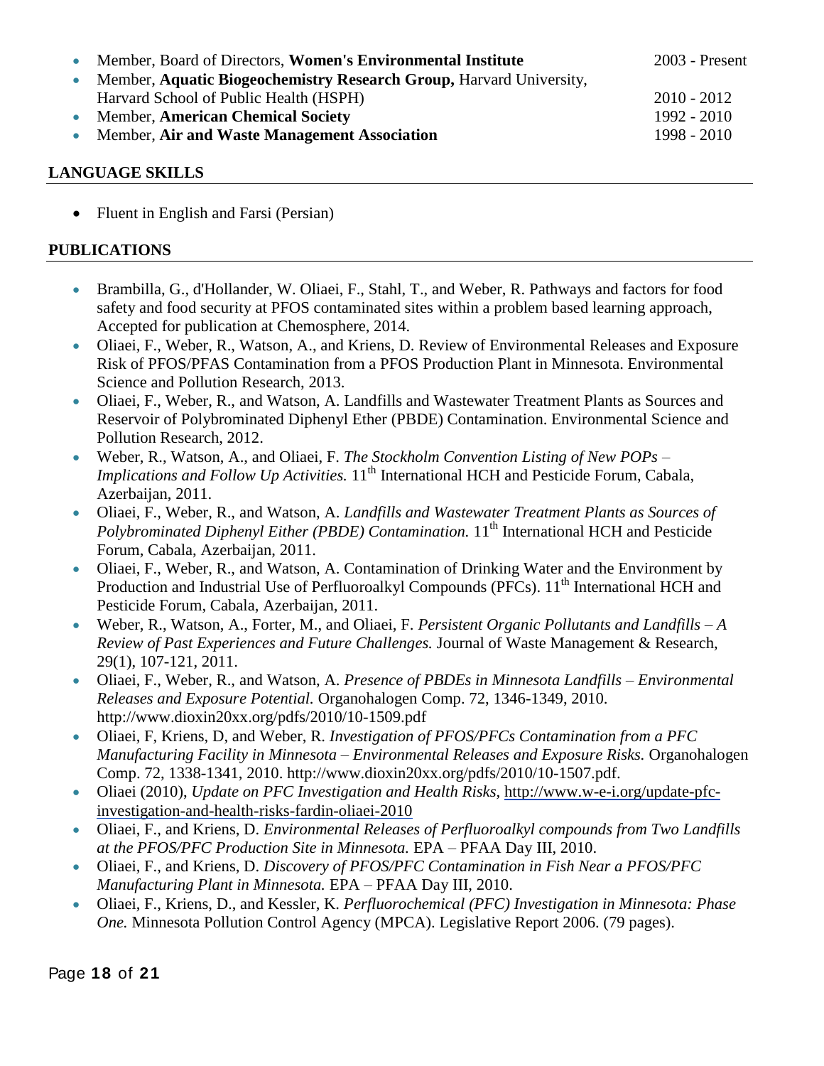- Member, Board of Directors, **Women's Environmental Institute** 2003 - Present
- Member, **Aquatic Biogeochemistry Research Group,** Harvard University, Harvard School of Public Health (HSPH) 2010 - 2012
- Member, **American Chemical Society** 1992 - 2010
- Member, **Air and Waste Management Association** 1998 - 2010

## LANGUAGE SKILLS

- Fluent in English and Farsi (Persian)

## PUBLICATIONS

- Brambilla, G., d'Hollander, W. Oliaei, F., Stahl, T., and Weber, R. Pathways and factors for food safety and food security at PFOS contaminated sites within a problem based learning approach, Accepted for publication at Chemosphere, 2014.
- Oliaei, F., Weber, R., Watson, A., and Kriens, D. Review of Environmental Releases and Exposure Risk of PFOS/PFAS Contamination from a PFOS Production Plant in Minnesota. Environmental Science and Pollution Research, 2013.
- Oliaei, F., Weber, R., and Watson, A. Landfills and Wastewater Treatment Plants as Sources and Reservoir of Polybrominated Diphenyl Ether (PBDE) Contamination. Environmental Science and Pollution Research, 2012.
- Weber, R., Watson, A., and Oliaei, F. *The Stockholm Convention Listing of New POPs – Implications and Follow Up Activities.* 11th International HCH and Pesticide Forum, Cabala, Azerbaijan, 2011.
- Oliaei, F., Weber, R., and Watson, A. *Landfills and Wastewater Treatment Plants as Sources of Polybrominated Diphenyl Ether (PBDE) Contamination.* 11th International HCH and Pesticide Forum, Cabala, Azerbaijan, 2011.
- Oliaei, F., Weber, R., and Watson, A. Contamination of Drinking Water and the Environment by Production and Industrial Use of Perfluoroalkyl Compounds (PFCs). 11th International HCH and Pesticide Forum, Cabala, Azerbaijan, 2011.
- Weber, R., Watson, A., Forter, M., and Oliaei, F. *Persistent Organic Pollutants and Landfills – A Review of Past Experiences and Future Challenges.* Journal of Waste Management & Research, 29(1), 107-121, 2011.
- Oliaei, F., Weber, R., and Watson, A. *Presence of PBDEs in Minnesota Landfills – Environmental Releases and Exposure Potential.* Organohalogen Comp. 72, 1346-1349, 2010. http://www.dioxin20xx.org/pdfs/2010/10-1509.pdf
- Oliaei, F, Kriens, D, and Weber, R. *Investigation of PFOS/PFCs Contamination from a PFC Manufacturing Facility in Minnesota – Environmental Releases and Exposure Risks.* Organohalogen Comp. 72, 1338-1341, 2010. http://www.dioxin20xx.org/pdfs/2010/10-1507.pdf.
- Oliaei (2010), *Update on PFC Investigation and Health Risks,* http://www.w-e-i.org/update-pfc-investigation-and-health-risks-fardin-oliaei-2010
- Oliaei, F., and Kriens, D. *Environmental Releases of Perfluoroalkyl compounds from Two Landfills at the PFOS/PFC Production Site in Minnesota.* EPA – PFAA Day III, 2010.
- Oliaei, F., and Kriens, D. *Discovery of PFOS/PFC Contamination in Fish Near a PFOS/PFC Manufacturing Plant in Minnesota.* EPA – PFAA Day III, 2010.
- Oliaei, F., Kriens, D., and Kessler, K. *Perfluorochemical (PFC) Investigation in Minnesota: Phase One.* Minnesota Pollution Control Agency (MPCA). Legislative Report 2006. (79 pages).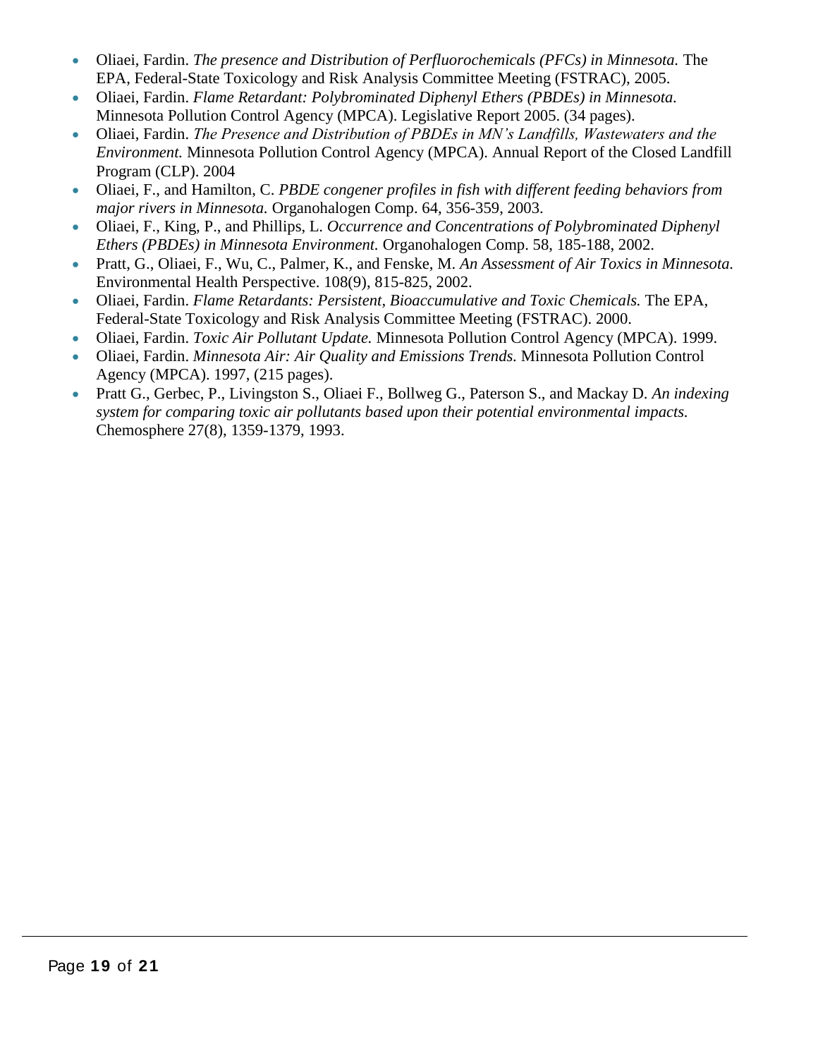- Oliaei, Fardin. *The presence and Distribution of Perfluorochemicals (PFCs) in Minnesota.* The EPA, Federal-State Toxicology and Risk Analysis Committee Meeting (FSTRAC), 2005.
- Oliaei, Fardin. *Flame Retardant: Polybrominated Diphenyl Ethers (PBDEs) in Minnesota.* Minnesota Pollution Control Agency (MPCA). Legislative Report 2005. (34 pages).
- Oliaei, Fardin. *The Presence and Distribution of PBDEs in MN's Landfills, Wastewaters and the Environment.* Minnesota Pollution Control Agency (MPCA). Annual Report of the Closed Landfill Program (CLP). 2004
- Oliaei, F., and Hamilton, C. *PBDE congener profiles in fish with different feeding behaviors from major rivers in Minnesota.* Organohalogen Comp. 64, 356-359, 2003.
- Oliaei, F., King, P., and Phillips, L. *Occurrence and Concentrations of Polybrominated Diphenyl Ethers (PBDEs) in Minnesota Environment.* Organohalogen Comp. 58, 185-188, 2002.
- Pratt, G., Oliaei, F., Wu, C., Palmer, K., and Fenske, M. *An Assessment of Air Toxics in Minnesota.* Environmental Health Perspective. 108(9), 815-825, 2002.
- Oliaei, Fardin. *Flame Retardants: Persistent, Bioaccumulative and Toxic Chemicals.* The EPA, Federal-State Toxicology and Risk Analysis Committee Meeting (FSTRAC). 2000.
- Oliaei, Fardin. *Toxic Air Pollutant Update.* Minnesota Pollution Control Agency (MPCA). 1999.
- Oliaei, Fardin. *Minnesota Air: Air Quality and Emissions Trends.* Minnesota Pollution Control Agency (MPCA). 1997, (215 pages).
- Pratt G., Gerbec, P., Livingston S., Oliaei F., Bollweg G., Paterson S., and Mackay D. *An indexing system for comparing toxic air pollutants based upon their potential environmental impacts.* Chemosphere 27(8), 1359-1379, 1993.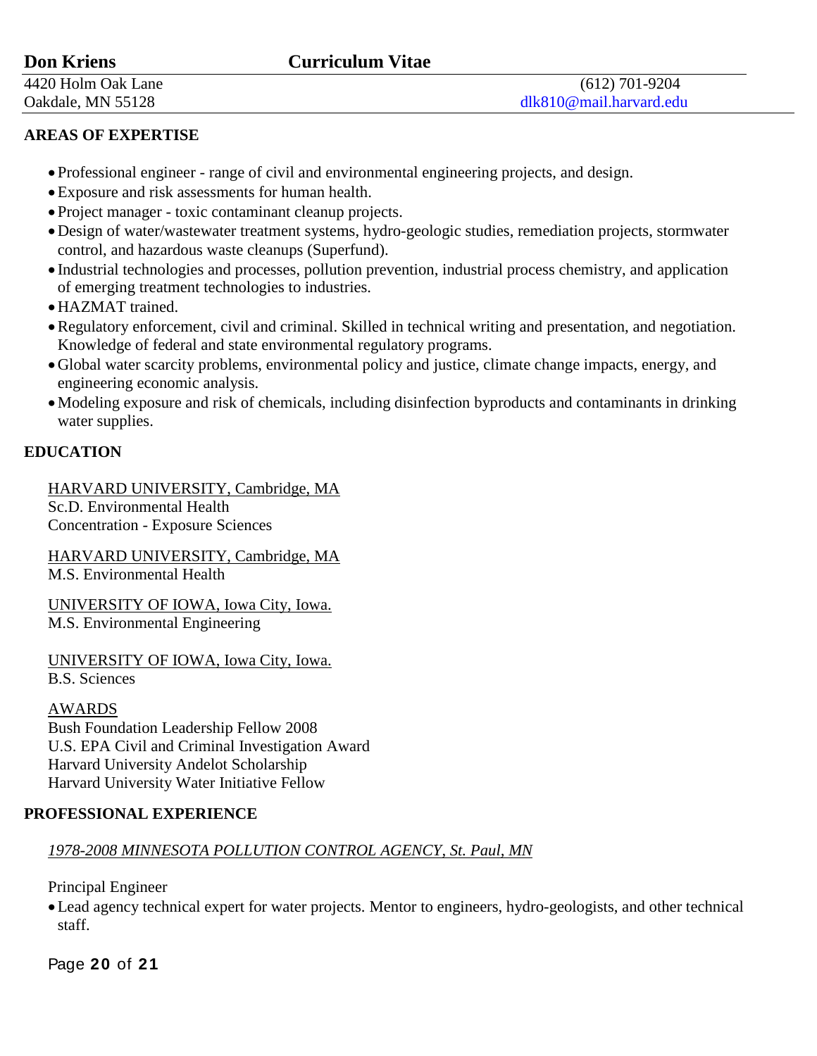**Don Kriens** **Curriculum Vitae**

4420 Holm Oak Lane  
Oakdale, MN 55128

(612) 701-9204  
dlk810@mail.harvard.edu

## AREAS OF EXPERTISE

- Professional engineer - range of civil and environmental engineering projects, and design.
- Exposure and risk assessments for human health.
- Project manager - toxic contaminant cleanup projects.
- Design of water/wastewater treatment systems, hydro-geologic studies, remediation projects, stormwater control, and hazardous waste cleanups (Superfund).
- Industrial technologies and processes, pollution prevention, industrial process chemistry, and application of emerging treatment technologies to industries.
- HAZMAT trained.
- Regulatory enforcement, civil and criminal. Skilled in technical writing and presentation, and negotiation. Knowledge of federal and state environmental regulatory programs.
- Global water scarcity problems, environmental policy and justice, climate change impacts, energy, and engineering economic analysis.
- Modeling exposure and risk of chemicals, including disinfection byproducts and contaminants in drinking water supplies.

## EDUCATION

HARVARD UNIVERSITY, Cambridge, MA  
Sc.D. Environmental Health  
Concentration - Exposure Sciences

HARVARD UNIVERSITY, Cambridge, MA  
M.S. Environmental Health

UNIVERSITY OF IOWA, Iowa City, Iowa.  
M.S. Environmental Engineering

UNIVERSITY OF IOWA, Iowa City, Iowa.  
B.S. Sciences

AWARDS  
Bush Foundation Leadership Fellow 2008  
U.S. EPA Civil and Criminal Investigation Award  
Harvard University Andelot Scholarship  
Harvard University Water Initiative Fellow

## PROFESSIONAL EXPERIENCE

*1978-2008 MINNESOTA POLLUTION CONTROL AGENCY, St. Paul, MN*

Principal Engineer

- Lead agency technical expert for water projects. Mentor to engineers, hydro-geologists, and other technical staff.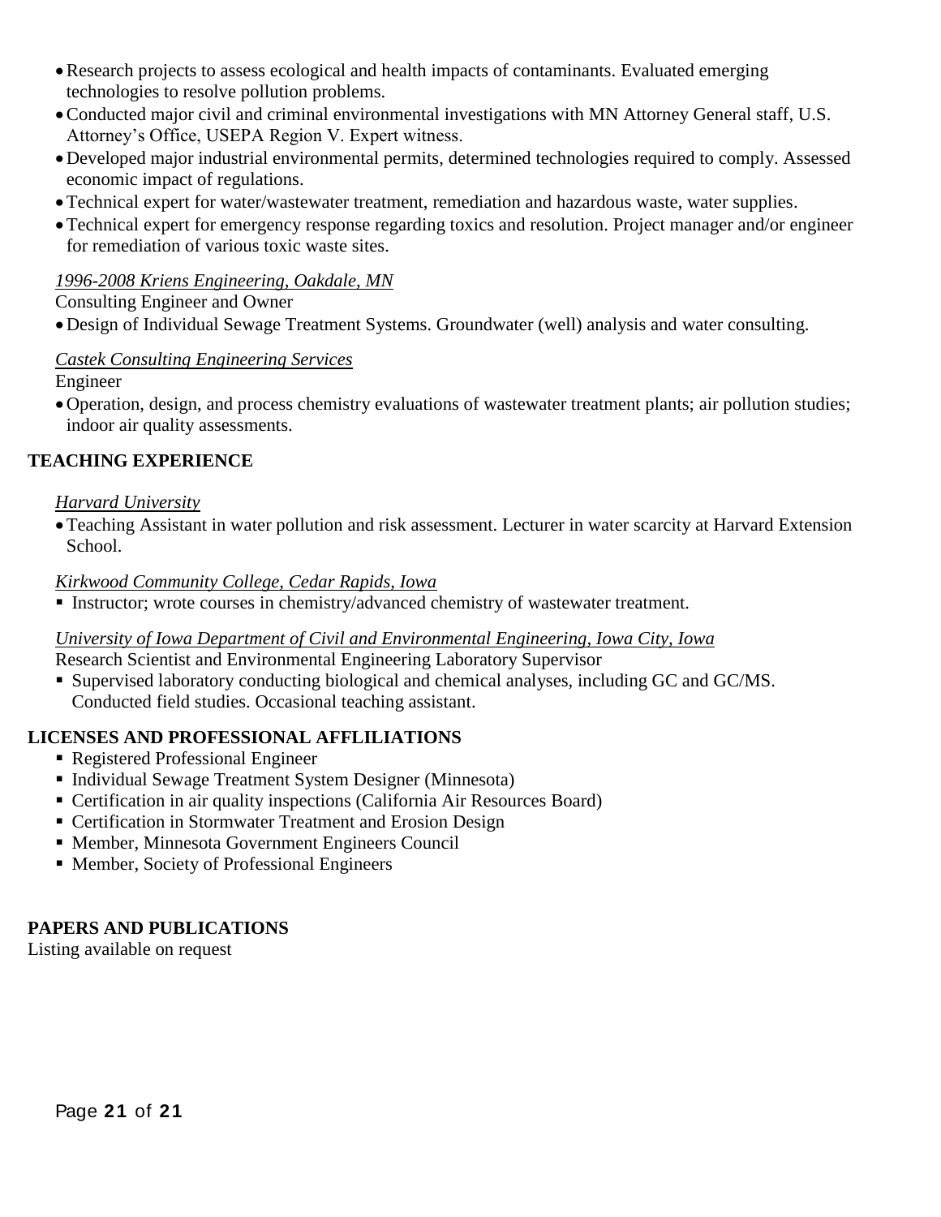- Research projects to assess ecological and health impacts of contaminants. Evaluated emerging technologies to resolve pollution problems.
- Conducted major civil and criminal environmental investigations with MN Attorney General staff, U.S. Attorney's Office, USEPA Region V. Expert witness.
- Developed major industrial environmental permits, determined technologies required to comply. Assessed economic impact of regulations.
- Technical expert for water/wastewater treatment, remediation and hazardous waste, water supplies.
- Technical expert for emergency response regarding toxics and resolution. Project manager and/or engineer for remediation of various toxic waste sites.

*1996-2008 Kriens Engineering, Oakdale, MN*

Consulting Engineer and Owner

- Design of Individual Sewage Treatment Systems. Groundwater (well) analysis and water consulting.

*Castek Consulting Engineering Services*

Engineer

- Operation, design, and process chemistry evaluations of wastewater treatment plants; air pollution studies; indoor air quality assessments.

## TEACHING EXPERIENCE

*Harvard University*

- Teaching Assistant in water pollution and risk assessment. Lecturer in water scarcity at Harvard Extension School.

*Kirkwood Community College, Cedar Rapids, Iowa*

- Instructor; wrote courses in chemistry/advanced chemistry of wastewater treatment.

*University of Iowa Department of Civil and Environmental Engineering, Iowa City, Iowa*

Research Scientist and Environmental Engineering Laboratory Supervisor

- Supervised laboratory conducting biological and chemical analyses, including GC and GC/MS. Conducted field studies. Occasional teaching assistant.

## LICENSES AND PROFESSIONAL AFFLILIATIONS

- Registered Professional Engineer
- Individual Sewage Treatment System Designer (Minnesota)
- Certification in air quality inspections (California Air Resources Board)
- Certification in Stormwater Treatment and Erosion Design
- Member, Minnesota Government Engineers Council
- Member, Society of Professional Engineers

## PAPERS AND PUBLICATIONS

Listing available on request